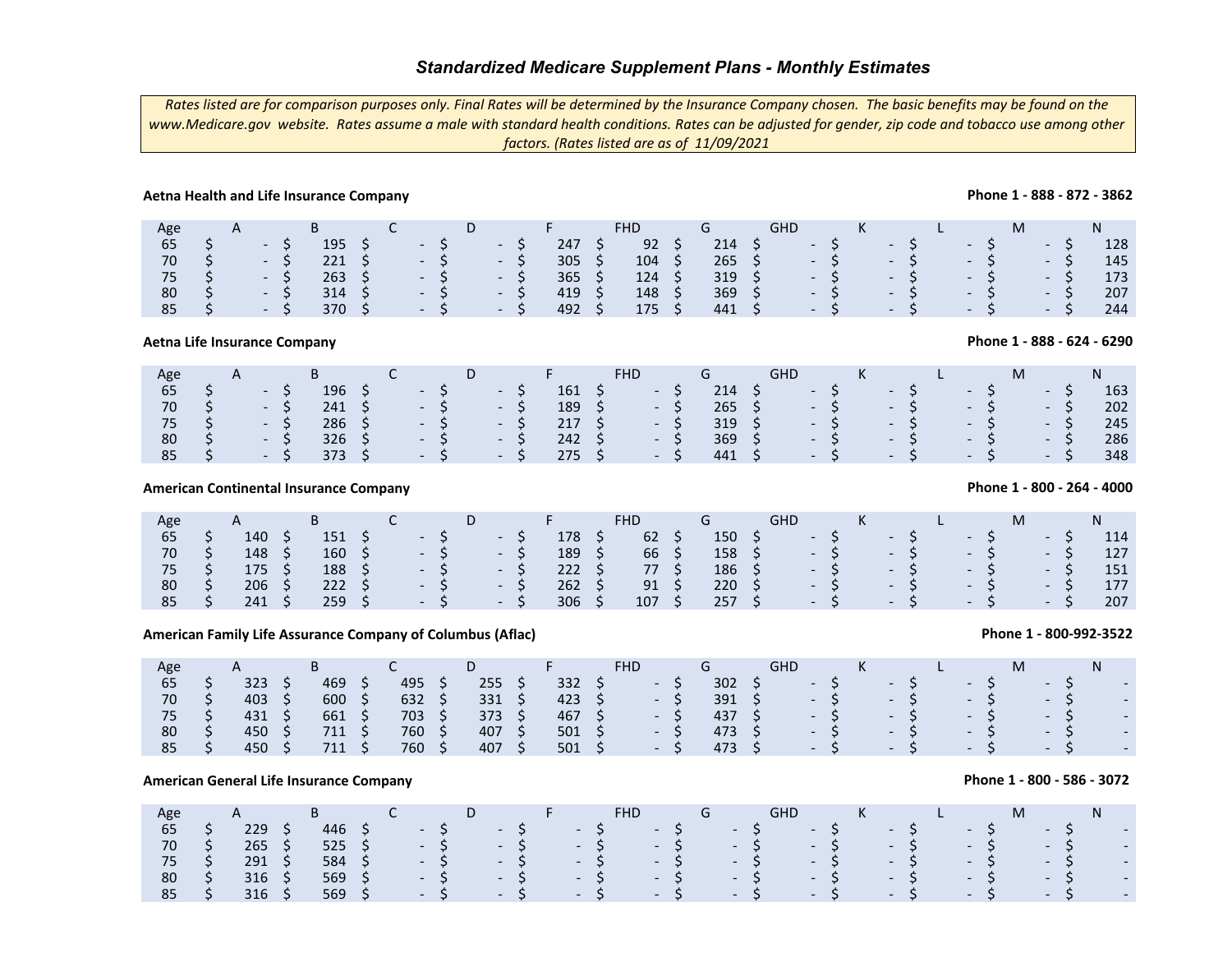# *Standardized Medicare Supplement Plans - Monthly Estimates*

*Rates listed are for comparison purposes only. Final Rates will be determined by the Insurance Company chosen. The basic benefits may be found on the www.Medicare.gov website. Rates assume a male with standard health conditions. Rates can be adjusted for gender, zip code and tobacco use among other factors. (Rates listed are as of 11/09/2021*

**Aetna Health and Life Insurance Company** — **Phone 1 - 888 - 872 - 3862**

| Age | A | B | C | D | F | FHD | G | GHD | K | L | M | N |
|---|---|---|---|---|---|---|---|---|---|---|---|---|
| 65 | $ - | $ 195 | $ - | $ - | $ 247 | $ 92 | $ 214 | $ - | $ - | $ - | $ - | $ 128 |
| 70 | $ - | $ 221 | $ - | $ - | $ 305 | $ 104 | $ 265 | $ - | $ - | $ - | $ - | $ 145 |
| 75 | $ - | $ 263 | $ - | $ - | $ 365 | $ 124 | $ 319 | $ - | $ - | $ - | $ - | $ 173 |
| 80 | $ - | $ 314 | $ - | $ - | $ 419 | $ 148 | $ 369 | $ - | $ - | $ - | $ - | $ 207 |
| 85 | $ - | $ 370 | $ - | $ - | $ 492 | $ 175 | $ 441 | $ - | $ - | $ - | $ - | $ 244 |

**Aetna Life Insurance Company** — **Phone 1 - 888 - 624 - 6290**

| Age | A | B | C | D | F | FHD | G | GHD | K | L | M | N |
|---|---|---|---|---|---|---|---|---|---|---|---|---|
| 65 | $ - | $ 196 | $ - | $ - | $ 161 | $ - | $ 214 | $ - | $ - | $ - | $ - | $ 163 |
| 70 | $ - | $ 241 | $ - | $ - | $ 189 | $ - | $ 265 | $ - | $ - | $ - | $ - | $ 202 |
| 75 | $ - | $ 286 | $ - | $ - | $ 217 | $ - | $ 319 | $ - | $ - | $ - | $ - | $ 245 |
| 80 | $ - | $ 326 | $ - | $ - | $ 242 | $ - | $ 369 | $ - | $ - | $ - | $ - | $ 286 |
| 85 | $ - | $ 373 | $ - | $ - | $ 275 | $ - | $ 441 | $ - | $ - | $ - | $ - | $ 348 |

**American Continental Insurance Company** — **Phone 1 - 800 - 264 - 4000**

| Age | A | B | C | D | F | FHD | G | GHD | K | L | M | N |
|---|---|---|---|---|---|---|---|---|---|---|---|---|
| 65 | $ 140 | $ 151 | $ - | $ - | $ 178 | $ 62 | $ 150 | $ - | $ - | $ - | $ - | $ 114 |
| 70 | $ 148 | $ 160 | $ - | $ - | $ 189 | $ 66 | $ 158 | $ - | $ - | $ - | $ - | $ 127 |
| 75 | $ 175 | $ 188 | $ - | $ - | $ 222 | $ 77 | $ 186 | $ - | $ - | $ - | $ - | $ 151 |
| 80 | $ 206 | $ 222 | $ - | $ - | $ 262 | $ 91 | $ 220 | $ - | $ - | $ - | $ - | $ 177 |
| 85 | $ 241 | $ 259 | $ - | $ - | $ 306 | $ 107 | $ 257 | $ - | $ - | $ - | $ - | $ 207 |

**American Family Life Assurance Company of Columbus (Aflac)** — **Phone 1 - 800-992-3522**

| Age | A | B | C | D | F | FHD | G | GHD | K | L | M | N |
|---|---|---|---|---|---|---|---|---|---|---|---|---|
| 65 | $ 323 | $ 469 | $ 495 | $ 255 | $ 332 | $ - | $ 302 | $ - | $ - | $ - | $ - | $ - |
| 70 | $ 403 | $ 600 | $ 632 | $ 331 | $ 423 | $ - | $ 391 | $ - | $ - | $ - | $ - | $ - |
| 75 | $ 431 | $ 661 | $ 703 | $ 373 | $ 467 | $ - | $ 437 | $ - | $ - | $ - | $ - | $ - |
| 80 | $ 450 | $ 711 | $ 760 | $ 407 | $ 501 | $ - | $ 473 | $ - | $ - | $ - | $ - | $ - |
| 85 | $ 450 | $ 711 | $ 760 | $ 407 | $ 501 | $ - | $ 473 | $ - | $ - | $ - | $ - | $ - |

**American General Life Insurance Company** — **Phone 1 - 800 - 586 - 3072**

| Age | A | B | C | D | F | FHD | G | GHD | K | L | M | N |
|---|---|---|---|---|---|---|---|---|---|---|---|---|
| 65 | $ 229 | $ 446 | $ - | $ - | $ - | $ - | $ - | $ - | $ - | $ - | $ - | $ - |
| 70 | $ 265 | $ 525 | $ - | $ - | $ - | $ - | $ - | $ - | $ - | $ - | $ - | $ - |
| 75 | $ 291 | $ 584 | $ - | $ - | $ - | $ - | $ - | $ - | $ - | $ - | $ - | $ - |
| 80 | $ 316 | $ 569 | $ - | $ - | $ - | $ - | $ - | $ - | $ - | $ - | $ - | $ - |
| 85 | $ 316 | $ 569 | $ - | $ - | $ - | $ - | $ - | $ - | $ - | $ - | $ - | $ - |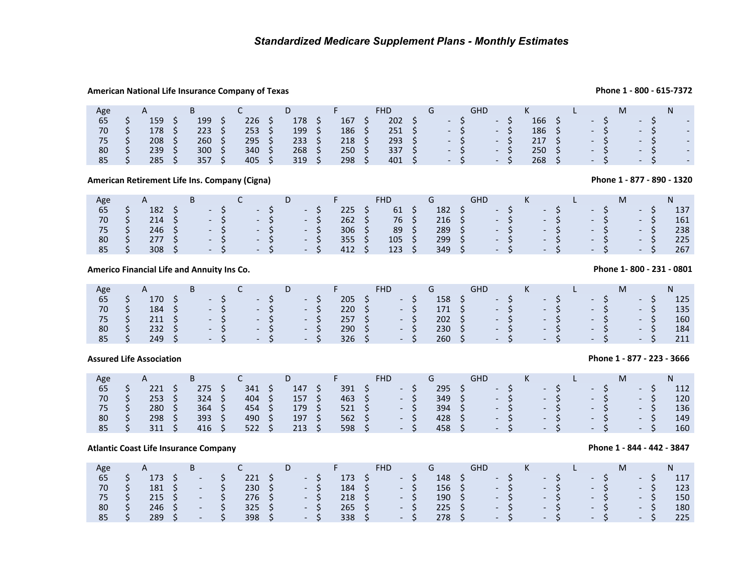# *Standardized Medicare Supplement Plans - Monthly Estimates*

**American National Life Insurance Company of Texas** — **Phone 1 - 800 - 615-7372**

| Age | A | B | C | D | F | FHD | G | GHD | K | L | M | N |
|---|---|---|---|---|---|---|---|---|---|---|---|---|
| 65 | $ 159 | $ 199 | $ 226 | $ 178 | $ 167 | $ 202 | $ - | $ - | $ 166 | $ - | $ - | $ - |
| 70 | $ 178 | $ 223 | $ 253 | $ 199 | $ 186 | $ 251 | $ - | $ - | $ 186 | $ - | $ - | $ - |
| 75 | $ 208 | $ 260 | $ 295 | $ 233 | $ 218 | $ 293 | $ - | $ - | $ 217 | $ - | $ - | $ - |
| 80 | $ 239 | $ 300 | $ 340 | $ 268 | $ 250 | $ 337 | $ - | $ - | $ 250 | $ - | $ - | $ - |
| 85 | $ 285 | $ 357 | $ 405 | $ 319 | $ 298 | $ 401 | $ - | $ - | $ 268 | $ - | $ - | $ - |

**American Retirement Life Ins. Company (Cigna)** — **Phone 1 - 877 - 890 - 1320**

| Age | A | B | C | D | F | FHD | G | GHD | K | L | M | N |
|---|---|---|---|---|---|---|---|---|---|---|---|---|
| 65 | $ 182 | $ - | $ - | $ - | $ 225 | $ 61 | $ 182 | $ - | $ - | $ - | $ - | $ 137 |
| 70 | $ 214 | $ - | $ - | $ - | $ 262 | $ 76 | $ 216 | $ - | $ - | $ - | $ - | $ 161 |
| 75 | $ 246 | $ - | $ - | $ - | $ 306 | $ 89 | $ 289 | $ - | $ - | $ - | $ - | $ 238 |
| 80 | $ 277 | $ - | $ - | $ - | $ 355 | $ 105 | $ 299 | $ - | $ - | $ - | $ - | $ 225 |
| 85 | $ 308 | $ - | $ - | $ - | $ 412 | $ 123 | $ 349 | $ - | $ - | $ - | $ - | $ 267 |

**Americo Financial Life and Annuity Ins Co.** — **Phone 1- 800 - 231 - 0801**

| Age | A | B | C | D | F | FHD | G | GHD | K | L | M | N |
|---|---|---|---|---|---|---|---|---|---|---|---|---|
| 65 | $ 170 | $ - | $ - | $ - | $ 205 | $ - | $ 158 | $ - | $ - | $ - | $ - | $ 125 |
| 70 | $ 184 | $ - | $ - | $ - | $ 220 | $ - | $ 171 | $ - | $ - | $ - | $ - | $ 135 |
| 75 | $ 211 | $ - | $ - | $ - | $ 257 | $ - | $ 202 | $ - | $ - | $ - | $ - | $ 160 |
| 80 | $ 232 | $ - | $ - | $ - | $ 290 | $ - | $ 230 | $ - | $ - | $ - | $ - | $ 184 |
| 85 | $ 249 | $ - | $ - | $ - | $ 326 | $ - | $ 260 | $ - | $ - | $ - | $ - | $ 211 |

**Assured Life Association** — **Phone 1 - 877 - 223 - 3666**

| Age | A | B | C | D | F | FHD | G | GHD | K | L | M | N |
|---|---|---|---|---|---|---|---|---|---|---|---|---|
| 65 | $ 221 | $ 275 | $ 341 | $ 147 | $ 391 | $ - | $ 295 | $ - | $ - | $ - | $ - | $ 112 |
| 70 | $ 253 | $ 324 | $ 404 | $ 157 | $ 463 | $ - | $ 349 | $ - | $ - | $ - | $ - | $ 120 |
| 75 | $ 280 | $ 364 | $ 454 | $ 179 | $ 521 | $ - | $ 394 | $ - | $ - | $ - | $ - | $ 136 |
| 80 | $ 298 | $ 393 | $ 490 | $ 197 | $ 562 | $ - | $ 428 | $ - | $ - | $ - | $ - | $ 149 |
| 85 | $ 311 | $ 416 | $ 522 | $ 213 | $ 598 | $ - | $ 458 | $ - | $ - | $ - | $ - | $ 160 |

**Atlantic Coast Life Insurance Company** — **Phone 1 - 844 - 442 - 3847**

| Age | A | B | C | D | F | FHD | G | GHD | K | L | M | N |
|---|---|---|---|---|---|---|---|---|---|---|---|---|
| 65 | $ 173 | $ - | $ 221 | $ - | $ 173 | $ - | $ 148 | $ - | $ - | $ - | $ - | $ 117 |
| 70 | $ 181 | $ - | $ 230 | $ - | $ 184 | $ - | $ 156 | $ - | $ - | $ - | $ - | $ 123 |
| 75 | $ 215 | $ - | $ 276 | $ - | $ 218 | $ - | $ 190 | $ - | $ - | $ - | $ - | $ 150 |
| 80 | $ 246 | $ - | $ 325 | $ - | $ 265 | $ - | $ 225 | $ - | $ - | $ - | $ - | $ 180 |
| 85 | $ 289 | $ - | $ 398 | $ - | $ 338 | $ - | $ 278 | $ - | $ - | $ - | $ - | $ 225 |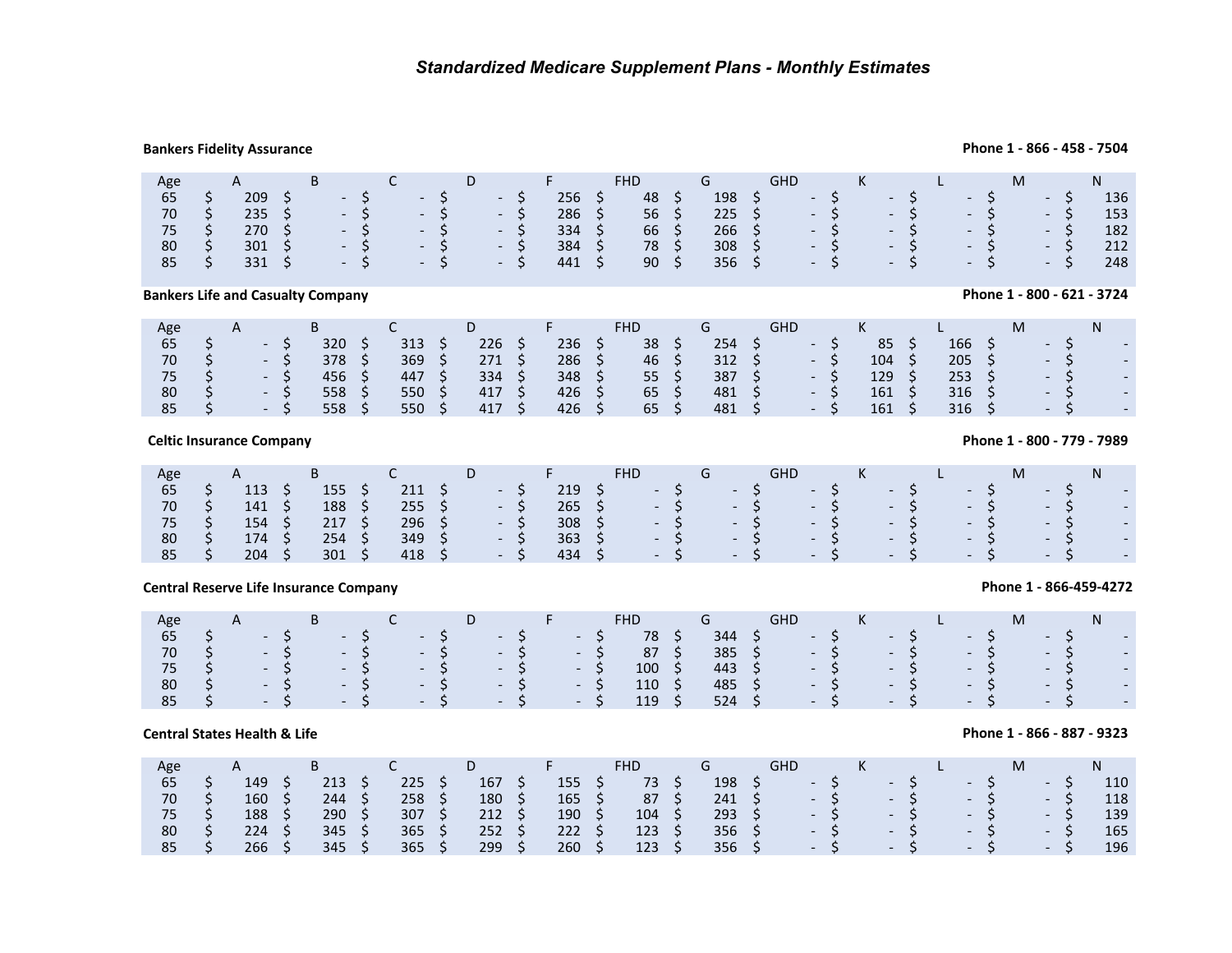# *Standardized Medicare Supplement Plans - Monthly Estimates*

**Bankers Fidelity Assurance** — Phone 1 - 866 - 458 - 7504

| Age | A | B | C | D | F | FHD | G | GHD | K | L | M | N |
|---|---|---|---|---|---|---|---|---|---|---|---|---|
| 65 | $ 209 | $ - | $ - | $ - | $ 256 | $ 48 | $ 198 | $ - | $ - | $ - | $ - | $ 136 |
| 70 | $ 235 | $ - | $ - | $ - | $ 286 | $ 56 | $ 225 | $ - | $ - | $ - | $ - | $ 153 |
| 75 | $ 270 | $ - | $ - | $ - | $ 334 | $ 66 | $ 266 | $ - | $ - | $ - | $ - | $ 182 |
| 80 | $ 301 | $ - | $ - | $ - | $ 384 | $ 78 | $ 308 | $ - | $ - | $ - | $ - | $ 212 |
| 85 | $ 331 | $ - | $ - | $ - | $ 441 | $ 90 | $ 356 | $ - | $ - | $ - | $ - | $ 248 |

**Bankers Life and Casualty Company** — Phone 1 - 800 - 621 - 3724

| Age | A | B | C | D | F | FHD | G | GHD | K | L | M | N |
|---|---|---|---|---|---|---|---|---|---|---|---|---|
| 65 | $ - | $ 320 | $ 313 | $ 226 | $ 236 | $ 38 | $ 254 | $ - | $ 85 | $ 166 | $ - | $ - |
| 70 | $ - | $ 378 | $ 369 | $ 271 | $ 286 | $ 46 | $ 312 | $ - | $ 104 | $ 205 | $ - | $ - |
| 75 | $ - | $ 456 | $ 447 | $ 334 | $ 348 | $ 55 | $ 387 | $ - | $ 129 | $ 253 | $ - | $ - |
| 80 | $ - | $ 558 | $ 550 | $ 417 | $ 426 | $ 65 | $ 481 | $ - | $ 161 | $ 316 | $ - | $ - |
| 85 | $ - | $ 558 | $ 550 | $ 417 | $ 426 | $ 65 | $ 481 | $ - | $ 161 | $ 316 | $ - | $ - |

**Celtic Insurance Company** — Phone 1 - 800 - 779 - 7989

| Age | A | B | C | D | F | FHD | G | GHD | K | L | M | N |
|---|---|---|---|---|---|---|---|---|---|---|---|---|
| 65 | $ 113 | $ 155 | $ 211 | $ - | $ 219 | $ - | $ - | $ - | $ - | $ - | $ - | $ - |
| 70 | $ 141 | $ 188 | $ 255 | $ - | $ 265 | $ - | $ - | $ - | $ - | $ - | $ - | $ - |
| 75 | $ 154 | $ 217 | $ 296 | $ - | $ 308 | $ - | $ - | $ - | $ - | $ - | $ - | $ - |
| 80 | $ 174 | $ 254 | $ 349 | $ - | $ 363 | $ - | $ - | $ - | $ - | $ - | $ - | $ - |
| 85 | $ 204 | $ 301 | $ 418 | $ - | $ 434 | $ - | $ - | $ - | $ - | $ - | $ - | $ - |

**Central Reserve Life Insurance Company** — Phone 1 - 866-459-4272

| Age | A | B | C | D | F | FHD | G | GHD | K | L | M | N |
|---|---|---|---|---|---|---|---|---|---|---|---|---|
| 65 | $ - | $ - | $ - | $ - | $ - | $ 78 | $ 344 | $ - | $ - | $ - | $ - | $ - |
| 70 | $ - | $ - | $ - | $ - | $ - | $ 87 | $ 385 | $ - | $ - | $ - | $ - | $ - |
| 75 | $ - | $ - | $ - | $ - | $ - | $ 100 | $ 443 | $ - | $ - | $ - | $ - | $ - |
| 80 | $ - | $ - | $ - | $ - | $ - | $ 110 | $ 485 | $ - | $ - | $ - | $ - | $ - |
| 85 | $ - | $ - | $ - | $ - | $ - | $ 119 | $ 524 | $ - | $ - | $ - | $ - | $ - |

**Central States Health & Life** — Phone 1 - 866 - 887 - 9323

| Age | A | B | C | D | F | FHD | G | GHD | K | L | M | N |
|---|---|---|---|---|---|---|---|---|---|---|---|---|
| 65 | $ 149 | $ 213 | $ 225 | $ 167 | $ 155 | $ 73 | $ 198 | $ - | $ - | $ - | $ - | $ 110 |
| 70 | $ 160 | $ 244 | $ 258 | $ 180 | $ 165 | $ 87 | $ 241 | $ - | $ - | $ - | $ - | $ 118 |
| 75 | $ 188 | $ 290 | $ 307 | $ 212 | $ 190 | $ 104 | $ 293 | $ - | $ - | $ - | $ - | $ 139 |
| 80 | $ 224 | $ 345 | $ 365 | $ 252 | $ 222 | $ 123 | $ 356 | $ - | $ - | $ - | $ - | $ 165 |
| 85 | $ 266 | $ 345 | $ 365 | $ 299 | $ 260 | $ 123 | $ 356 | $ - | $ - | $ - | $ - | $ 196 |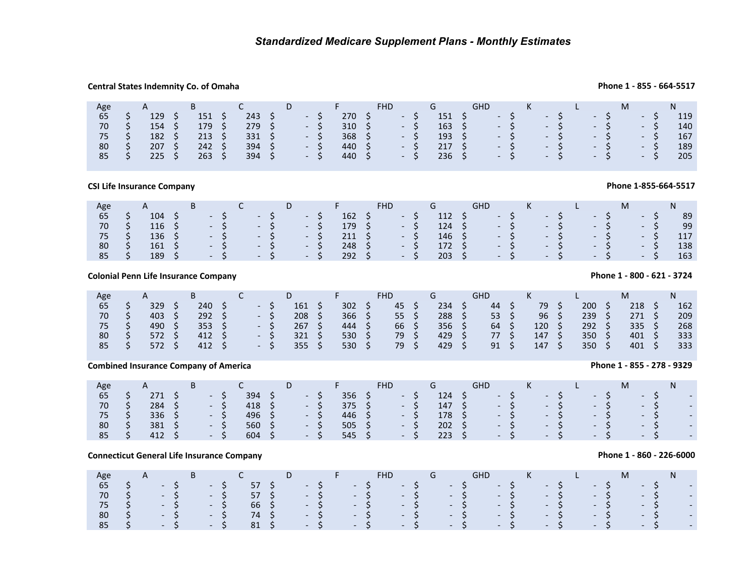# *Standardized Medicare Supplement Plans - Monthly Estimates*

**Central States Indemnity Co. of Omaha** — **Phone 1 - 855 - 664-5517**

| Age | A | B | C | D | F | FHD | G | GHD | K | L | M | N |
|---|---|---|---|---|---|---|---|---|---|---|---|---|
| 65 | $ 129 | $ 151 | $ 243 | $ - | $ 270 | $ - | $ 151 | $ - | $ - | $ - | $ - | $ 119 |
| 70 | $ 154 | $ 179 | $ 279 | $ - | $ 310 | $ - | $ 163 | $ - | $ - | $ - | $ - | $ 140 |
| 75 | $ 182 | $ 213 | $ 331 | $ - | $ 368 | $ - | $ 193 | $ - | $ - | $ - | $ - | $ 167 |
| 80 | $ 207 | $ 242 | $ 394 | $ - | $ 440 | $ - | $ 217 | $ - | $ - | $ - | $ - | $ 189 |
| 85 | $ 225 | $ 263 | $ 394 | $ - | $ 440 | $ - | $ 236 | $ - | $ - | $ - | $ - | $ 205 |

**CSI Life Insurance Company** — **Phone 1-855-664-5517**

| Age | A | B | C | D | F | FHD | G | GHD | K | L | M | N |
|---|---|---|---|---|---|---|---|---|---|---|---|---|
| 65 | $ 104 | $ - | $ - | $ - | $ 162 | $ - | $ 112 | $ - | $ - | $ - | $ - | $ 89 |
| 70 | $ 116 | $ - | $ - | $ - | $ 179 | $ - | $ 124 | $ - | $ - | $ - | $ - | $ 99 |
| 75 | $ 136 | $ - | $ - | $ - | $ 211 | $ - | $ 146 | $ - | $ - | $ - | $ - | $ 117 |
| 80 | $ 161 | $ - | $ - | $ - | $ 248 | $ - | $ 172 | $ - | $ - | $ - | $ - | $ 138 |
| 85 | $ 189 | $ - | $ - | $ - | $ 292 | $ - | $ 203 | $ - | $ - | $ - | $ - | $ 163 |

**Colonial Penn Life Insurance Company** — **Phone 1 - 800 - 621 - 3724**

| Age | A | B | C | D | F | FHD | G | GHD | K | L | M | N |
|---|---|---|---|---|---|---|---|---|---|---|---|---|
| 65 | $ 329 | $ 240 | $ - | $ 161 | $ 302 | $ 45 | $ 234 | $ 44 | $ 79 | $ 200 | $ 218 | $ 162 |
| 70 | $ 403 | $ 292 | $ - | $ 208 | $ 366 | $ 55 | $ 288 | $ 53 | $ 96 | $ 239 | $ 271 | $ 209 |
| 75 | $ 490 | $ 353 | $ - | $ 267 | $ 444 | $ 66 | $ 356 | $ 64 | $ 120 | $ 292 | $ 335 | $ 268 |
| 80 | $ 572 | $ 412 | $ - | $ 321 | $ 530 | $ 79 | $ 429 | $ 77 | $ 147 | $ 350 | $ 401 | $ 333 |
| 85 | $ 572 | $ 412 | $ - | $ 355 | $ 530 | $ 79 | $ 429 | $ 91 | $ 147 | $ 350 | $ 401 | $ 333 |

**Combined Insurance Company of America** — **Phone 1 - 855 - 278 - 9329**

| Age | A | B | C | D | F | FHD | G | GHD | K | L | M | N |
|---|---|---|---|---|---|---|---|---|---|---|---|---|
| 65 | $ 271 | $ - | $ 394 | $ - | $ 356 | $ - | $ 124 | $ - | $ - | $ - | $ - | $ - |
| 70 | $ 284 | $ - | $ 418 | $ - | $ 375 | $ - | $ 147 | $ - | $ - | $ - | $ - | $ - |
| 75 | $ 336 | $ - | $ 496 | $ - | $ 446 | $ - | $ 178 | $ - | $ - | $ - | $ - | $ - |
| 80 | $ 381 | $ - | $ 560 | $ - | $ 505 | $ - | $ 202 | $ - | $ - | $ - | $ - | $ - |
| 85 | $ 412 | $ - | $ 604 | $ - | $ 545 | $ - | $ 223 | $ - | $ - | $ - | $ - | $ - |

**Connecticut General Life Insurance Company** — **Phone 1 - 860 - 226-6000**

| Age | A | B | C | D | F | FHD | G | GHD | K | L | M | N |
|---|---|---|---|---|---|---|---|---|---|---|---|---|
| 65 | $ - | $ - | $ 57 | $ - | $ - | $ - | $ - | $ - | $ - | $ - | $ - | $ - |
| 70 | $ - | $ - | $ 57 | $ - | $ - | $ - | $ - | $ - | $ - | $ - | $ - | $ - |
| 75 | $ - | $ - | $ 66 | $ - | $ - | $ - | $ - | $ - | $ - | $ - | $ - | $ - |
| 80 | $ - | $ - | $ 74 | $ - | $ - | $ - | $ - | $ - | $ - | $ - | $ - | $ - |
| 85 | $ - | $ - | $ 81 | $ - | $ - | $ - | $ - | $ - | $ - | $ - | $ - | $ - |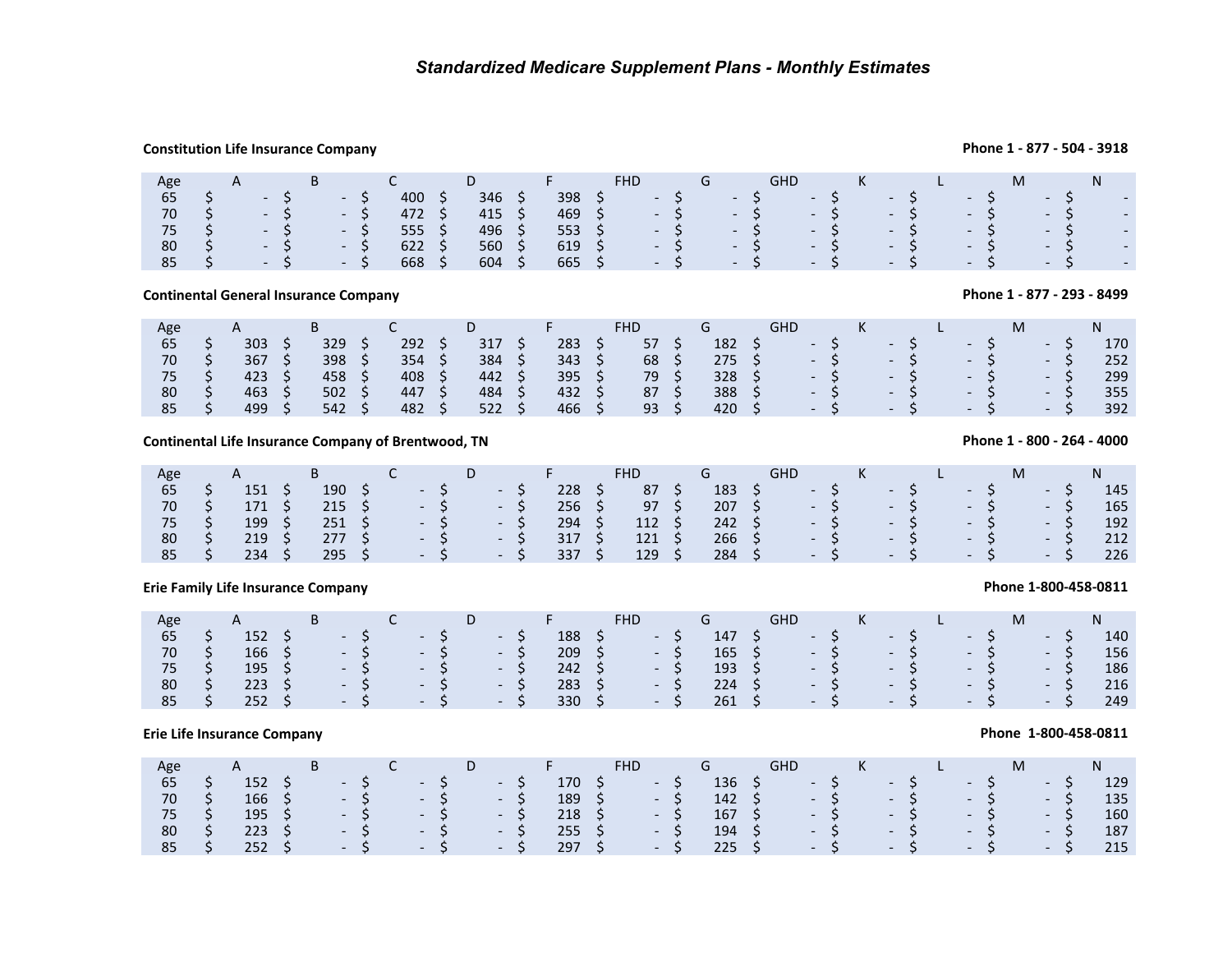# *Standardized Medicare Supplement Plans - Monthly Estimates*

**Constitution Life Insurance Company** **Phone 1 - 877 - 504 - 3918**

| Age | A | B | C | D | F | FHD | G | GHD | K | L | M | N |
|---|---|---|---|---|---|---|---|---|---|---|---|---|
| 65 | $ - | $ - | $ 400 | $ 346 | $ 398 | $ - | $ - | $ - | $ - | $ - | $ - | $ - |
| 70 | $ - | $ - | $ 472 | $ 415 | $ 469 | $ - | $ - | $ - | $ - | $ - | $ - | $ - |
| 75 | $ - | $ - | $ 555 | $ 496 | $ 553 | $ - | $ - | $ - | $ - | $ - | $ - | $ - |
| 80 | $ - | $ - | $ 622 | $ 560 | $ 619 | $ - | $ - | $ - | $ - | $ - | $ - | $ - |
| 85 | $ - | $ - | $ 668 | $ 604 | $ 665 | $ - | $ - | $ - | $ - | $ - | $ - | $ - |

**Continental General Insurance Company** **Phone 1 - 877 - 293 - 8499**

| Age | A | B | C | D | F | FHD | G | GHD | K | L | M | N |
|---|---|---|---|---|---|---|---|---|---|---|---|---|
| 65 | $ 303 | $ 329 | $ 292 | $ 317 | $ 283 | $ 57 | $ 182 | $ - | $ - | $ - | $ - | $ 170 |
| 70 | $ 367 | $ 398 | $ 354 | $ 384 | $ 343 | $ 68 | $ 275 | $ - | $ - | $ - | $ - | $ 252 |
| 75 | $ 423 | $ 458 | $ 408 | $ 442 | $ 395 | $ 79 | $ 328 | $ - | $ - | $ - | $ - | $ 299 |
| 80 | $ 463 | $ 502 | $ 447 | $ 484 | $ 432 | $ 87 | $ 388 | $ - | $ - | $ - | $ - | $ 355 |
| 85 | $ 499 | $ 542 | $ 482 | $ 522 | $ 466 | $ 93 | $ 420 | $ - | $ - | $ - | $ - | $ 392 |

**Continental Life Insurance Company of Brentwood, TN** **Phone 1 - 800 - 264 - 4000**

| Age | A | B | C | D | F | FHD | G | GHD | K | L | M | N |
|---|---|---|---|---|---|---|---|---|---|---|---|---|
| 65 | $ 151 | $ 190 | $ - | $ - | $ 228 | $ 87 | $ 183 | $ - | $ - | $ - | $ - | $ 145 |
| 70 | $ 171 | $ 215 | $ - | $ - | $ 256 | $ 97 | $ 207 | $ - | $ - | $ - | $ - | $ 165 |
| 75 | $ 199 | $ 251 | $ - | $ - | $ 294 | $ 112 | $ 242 | $ - | $ - | $ - | $ - | $ 192 |
| 80 | $ 219 | $ 277 | $ - | $ - | $ 317 | $ 121 | $ 266 | $ - | $ - | $ - | $ - | $ 212 |
| 85 | $ 234 | $ 295 | $ - | $ - | $ 337 | $ 129 | $ 284 | $ - | $ - | $ - | $ - | $ 226 |

**Erie Family Life Insurance Company** **Phone 1-800-458-0811**

| Age | A | B | C | D | F | FHD | G | GHD | K | L | M | N |
|---|---|---|---|---|---|---|---|---|---|---|---|---|
| 65 | $ 152 | $ - | $ - | $ - | $ 188 | $ - | $ 147 | $ - | $ - | $ - | $ - | $ 140 |
| 70 | $ 166 | $ - | $ - | $ - | $ 209 | $ - | $ 165 | $ - | $ - | $ - | $ - | $ 156 |
| 75 | $ 195 | $ - | $ - | $ - | $ 242 | $ - | $ 193 | $ - | $ - | $ - | $ - | $ 186 |
| 80 | $ 223 | $ - | $ - | $ - | $ 283 | $ - | $ 224 | $ - | $ - | $ - | $ - | $ 216 |
| 85 | $ 252 | $ - | $ - | $ - | $ 330 | $ - | $ 261 | $ - | $ - | $ - | $ - | $ 249 |

**Erie Life Insurance Company** **Phone 1-800-458-0811**

| Age | A | B | C | D | F | FHD | G | GHD | K | L | M | N |
|---|---|---|---|---|---|---|---|---|---|---|---|---|
| 65 | $ 152 | $ - | $ - | $ - | $ 170 | $ - | $ 136 | $ - | $ - | $ - | $ - | $ 129 |
| 70 | $ 166 | $ - | $ - | $ - | $ 189 | $ - | $ 142 | $ - | $ - | $ - | $ - | $ 135 |
| 75 | $ 195 | $ - | $ - | $ - | $ 218 | $ - | $ 167 | $ - | $ - | $ - | $ - | $ 160 |
| 80 | $ 223 | $ - | $ - | $ - | $ 255 | $ - | $ 194 | $ - | $ - | $ - | $ - | $ 187 |
| 85 | $ 252 | $ - | $ - | $ - | $ 297 | $ - | $ 225 | $ - | $ - | $ - | $ - | $ 215 |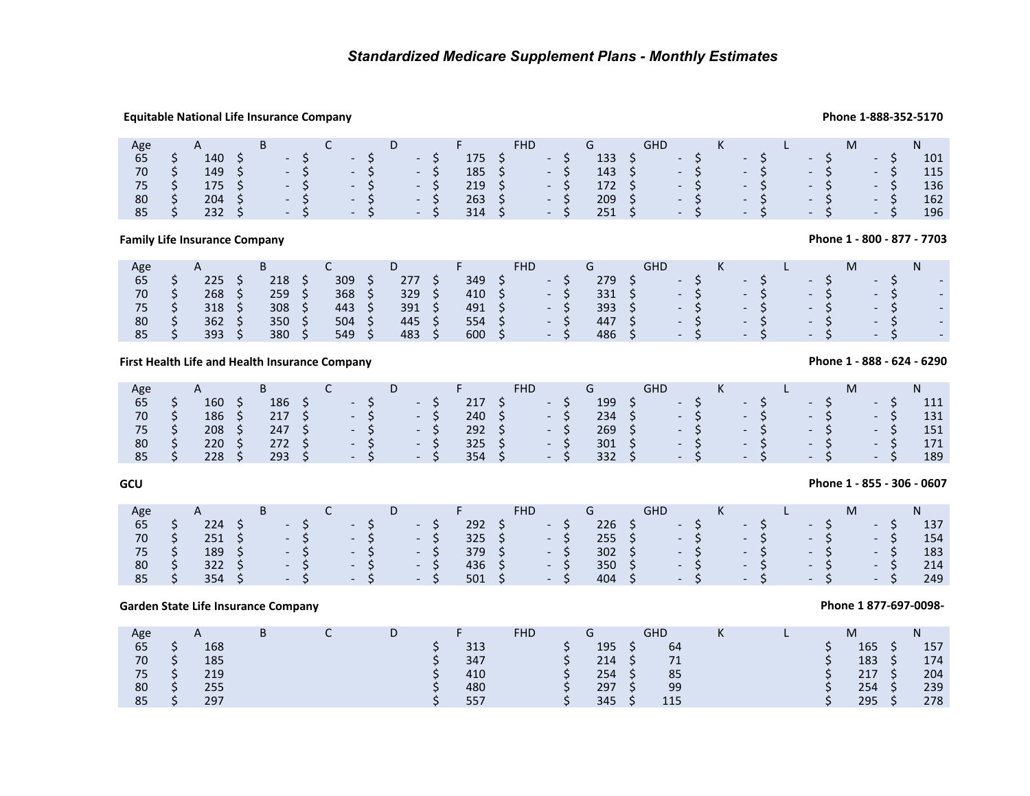# *Standardized Medicare Supplement Plans - Monthly Estimates*

**Equitable National Life Insurance Company** — **Phone 1-888-352-5170**

| Age | A | B | C | D | F | FHD | G | GHD | K | L | M | N |
|---|---|---|---|---|---|---|---|---|---|---|---|---|
| 65 | $ 140 | $ - | $ - | $ - | $ 175 | $ - | $ 133 | $ - | $ - | $ - | $ - | $ 101 |
| 70 | $ 149 | $ - | $ - | $ - | $ 185 | $ - | $ 143 | $ - | $ - | $ - | $ - | $ 115 |
| 75 | $ 175 | $ - | $ - | $ - | $ 219 | $ - | $ 172 | $ - | $ - | $ - | $ - | $ 136 |
| 80 | $ 204 | $ - | $ - | $ - | $ 263 | $ - | $ 209 | $ - | $ - | $ - | $ - | $ 162 |
| 85 | $ 232 | $ - | $ - | $ - | $ 314 | $ - | $ 251 | $ - | $ - | $ - | $ - | $ 196 |

**Family Life Insurance Company** — **Phone 1 - 800 - 877 - 7703**

| Age | A | B | C | D | F | FHD | G | GHD | K | L | M | N |
|---|---|---|---|---|---|---|---|---|---|---|---|---|
| 65 | $ 225 | $ 218 | $ 309 | $ 277 | $ 349 | $ - | $ 279 | $ - | $ - | $ - | $ - | $ - |
| 70 | $ 268 | $ 259 | $ 368 | $ 329 | $ 410 | $ - | $ 331 | $ - | $ - | $ - | $ - | $ - |
| 75 | $ 318 | $ 308 | $ 443 | $ 391 | $ 491 | $ - | $ 393 | $ - | $ - | $ - | $ - | $ - |
| 80 | $ 362 | $ 350 | $ 504 | $ 445 | $ 554 | $ - | $ 447 | $ - | $ - | $ - | $ - | $ - |
| 85 | $ 393 | $ 380 | $ 549 | $ 483 | $ 600 | $ - | $ 486 | $ - | $ - | $ - | $ - | $ - |

**First Health Life and Health Insurance Company** — **Phone 1 - 888 - 624 - 6290**

| Age | A | B | C | D | F | FHD | G | GHD | K | L | M | N |
|---|---|---|---|---|---|---|---|---|---|---|---|---|
| 65 | $ 160 | $ 186 | $ - | $ - | $ 217 | $ - | $ 199 | $ - | $ - | $ - | $ - | $ 111 |
| 70 | $ 186 | $ 217 | $ - | $ - | $ 240 | $ - | $ 234 | $ - | $ - | $ - | $ - | $ 131 |
| 75 | $ 208 | $ 247 | $ - | $ - | $ 292 | $ - | $ 269 | $ - | $ - | $ - | $ - | $ 151 |
| 80 | $ 220 | $ 272 | $ - | $ - | $ 325 | $ - | $ 301 | $ - | $ - | $ - | $ - | $ 171 |
| 85 | $ 228 | $ 293 | $ - | $ - | $ 354 | $ - | $ 332 | $ - | $ - | $ - | $ - | $ 189 |

**GCU** — **Phone 1 - 855 - 306 - 0607**

| Age | A | B | C | D | F | FHD | G | GHD | K | L | M | N |
|---|---|---|---|---|---|---|---|---|---|---|---|---|
| 65 | $ 224 | $ - | $ - | $ - | $ 292 | $ - | $ 226 | $ - | $ - | $ - | $ - | $ 137 |
| 70 | $ 251 | $ - | $ - | $ - | $ 325 | $ - | $ 255 | $ - | $ - | $ - | $ - | $ 154 |
| 75 | $ 189 | $ - | $ - | $ - | $ 379 | $ - | $ 302 | $ - | $ - | $ - | $ - | $ 183 |
| 80 | $ 322 | $ - | $ - | $ - | $ 436 | $ - | $ 350 | $ - | $ - | $ - | $ - | $ 214 |
| 85 | $ 354 | $ - | $ - | $ - | $ 501 | $ - | $ 404 | $ - | $ - | $ - | $ - | $ 249 |

**Garden State Life Insurance Company** — **Phone 1 877-697-0098-**

| Age | A | B | C | D | F | FHD | G | GHD | K | L | M | N |
|---|---|---|---|---|---|---|---|---|---|---|---|---|
| 65 | $ 168 | | | | $ 313 | | $ 195 | $ 64 | | | $ 165 | $ 157 |
| 70 | $ 185 | | | | $ 347 | | $ 214 | $ 71 | | | $ 183 | $ 174 |
| 75 | $ 219 | | | | $ 410 | | $ 254 | $ 85 | | | $ 217 | $ 204 |
| 80 | $ 255 | | | | $ 480 | | $ 297 | $ 99 | | | $ 254 | $ 239 |
| 85 | $ 297 | | | | $ 557 | | $ 345 | $ 115 | | | $ 295 | $ 278 |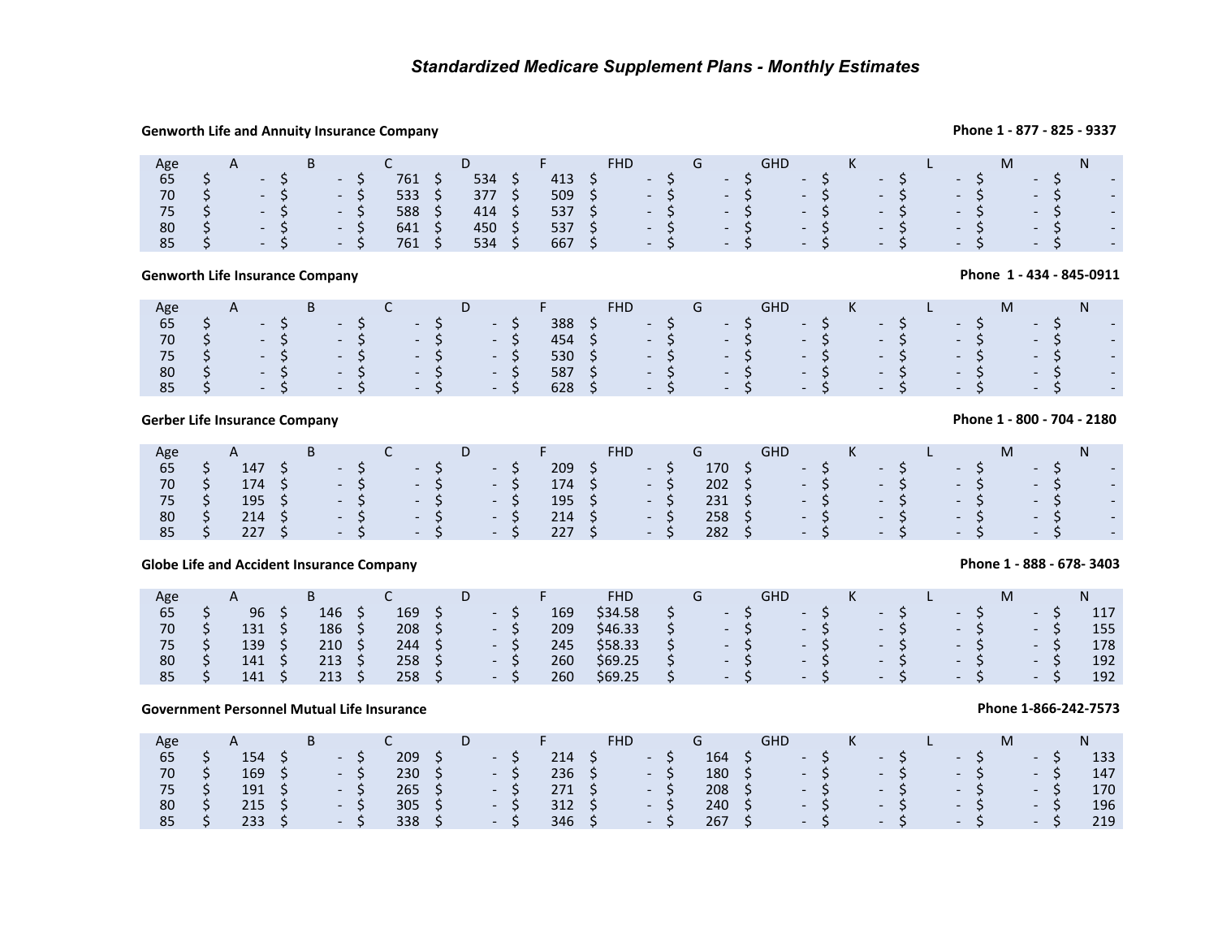# *Standardized Medicare Supplement Plans - Monthly Estimates*

**Genworth Life and Annuity Insurance Company** — **Phone 1 - 877 - 825 - 9337**

| Age | A | B | C | D | F | FHD | G | GHD | K | L | M | N |
|---|---|---|---|---|---|---|---|---|---|---|---|---|
| 65 | $ - | $ - | $ 761 | $ 534 | $ 413 | $ - | $ - | $ - | $ - | $ - | $ - | $ - |
| 70 | $ - | $ - | $ 533 | $ 377 | $ 509 | $ - | $ - | $ - | $ - | $ - | $ - | $ - |
| 75 | $ - | $ - | $ 588 | $ 414 | $ 537 | $ - | $ - | $ - | $ - | $ - | $ - | $ - |
| 80 | $ - | $ - | $ 641 | $ 450 | $ 537 | $ - | $ - | $ - | $ - | $ - | $ - | $ - |
| 85 | $ - | $ - | $ 761 | $ 534 | $ 667 | $ - | $ - | $ - | $ - | $ - | $ - | $ - |

**Genworth Life Insurance Company** — **Phone 1 - 434 - 845-0911**

| Age | A | B | C | D | F | FHD | G | GHD | K | L | M | N |
|---|---|---|---|---|---|---|---|---|---|---|---|---|
| 65 | $ - | $ - | $ - | $ - | $ 388 | $ - | $ - | $ - | $ - | $ - | $ - | $ - |
| 70 | $ - | $ - | $ - | $ - | $ 454 | $ - | $ - | $ - | $ - | $ - | $ - | $ - |
| 75 | $ - | $ - | $ - | $ - | $ 530 | $ - | $ - | $ - | $ - | $ - | $ - | $ - |
| 80 | $ - | $ - | $ - | $ - | $ 587 | $ - | $ - | $ - | $ - | $ - | $ - | $ - |
| 85 | $ - | $ - | $ - | $ - | $ 628 | $ - | $ - | $ - | $ - | $ - | $ - | $ - |

**Gerber Life Insurance Company** — **Phone 1 - 800 - 704 - 2180**

| Age | A | B | C | D | F | FHD | G | GHD | K | L | M | N |
|---|---|---|---|---|---|---|---|---|---|---|---|---|
| 65 | $ 147 | $ - | $ - | $ - | $ 209 | $ - | $ 170 | $ - | $ - | $ - | $ - | $ - |
| 70 | $ 174 | $ - | $ - | $ - | $ 174 | $ - | $ 202 | $ - | $ - | $ - | $ - | $ - |
| 75 | $ 195 | $ - | $ - | $ - | $ 195 | $ - | $ 231 | $ - | $ - | $ - | $ - | $ - |
| 80 | $ 214 | $ - | $ - | $ - | $ 214 | $ - | $ 258 | $ - | $ - | $ - | $ - | $ - |
| 85 | $ 227 | $ - | $ - | $ - | $ 227 | $ - | $ 282 | $ - | $ - | $ - | $ - | $ - |

**Globe Life and Accident Insurance Company** — **Phone 1 - 888 - 678- 3403**

| Age | A | B | C | D | F | FHD | G | GHD | K | L | M | N |
|---|---|---|---|---|---|---|---|---|---|---|---|---|
| 65 | $ 96 | $ 146 | $ 169 | $ - | $ 169 | $34.58 | $ - | $ - | $ - | $ - | $ - | $ 117 |
| 70 | $ 131 | $ 186 | $ 208 | $ - | $ 209 | $46.33 | $ - | $ - | $ - | $ - | $ - | $ 155 |
| 75 | $ 139 | $ 210 | $ 244 | $ - | $ 245 | $58.33 | $ - | $ - | $ - | $ - | $ - | $ 178 |
| 80 | $ 141 | $ 213 | $ 258 | $ - | $ 260 | $69.25 | $ - | $ - | $ - | $ - | $ - | $ 192 |
| 85 | $ 141 | $ 213 | $ 258 | $ - | $ 260 | $69.25 | $ - | $ - | $ - | $ - | $ - | $ 192 |

**Government Personnel Mutual Life Insurance** — **Phone 1-866-242-7573**

| Age | A | B | C | D | F | FHD | G | GHD | K | L | M | N |
|---|---|---|---|---|---|---|---|---|---|---|---|---|
| 65 | $ 154 | $ - | $ 209 | $ - | $ 214 | $ - | $ 164 | $ - | $ - | $ - | $ - | $ 133 |
| 70 | $ 169 | $ - | $ 230 | $ - | $ 236 | $ - | $ 180 | $ - | $ - | $ - | $ - | $ 147 |
| 75 | $ 191 | $ - | $ 265 | $ - | $ 271 | $ - | $ 208 | $ - | $ - | $ - | $ - | $ 170 |
| 80 | $ 215 | $ - | $ 305 | $ - | $ 312 | $ - | $ 240 | $ - | $ - | $ - | $ - | $ 196 |
| 85 | $ 233 | $ - | $ 338 | $ - | $ 346 | $ - | $ 267 | $ - | $ - | $ - | $ - | $ 219 |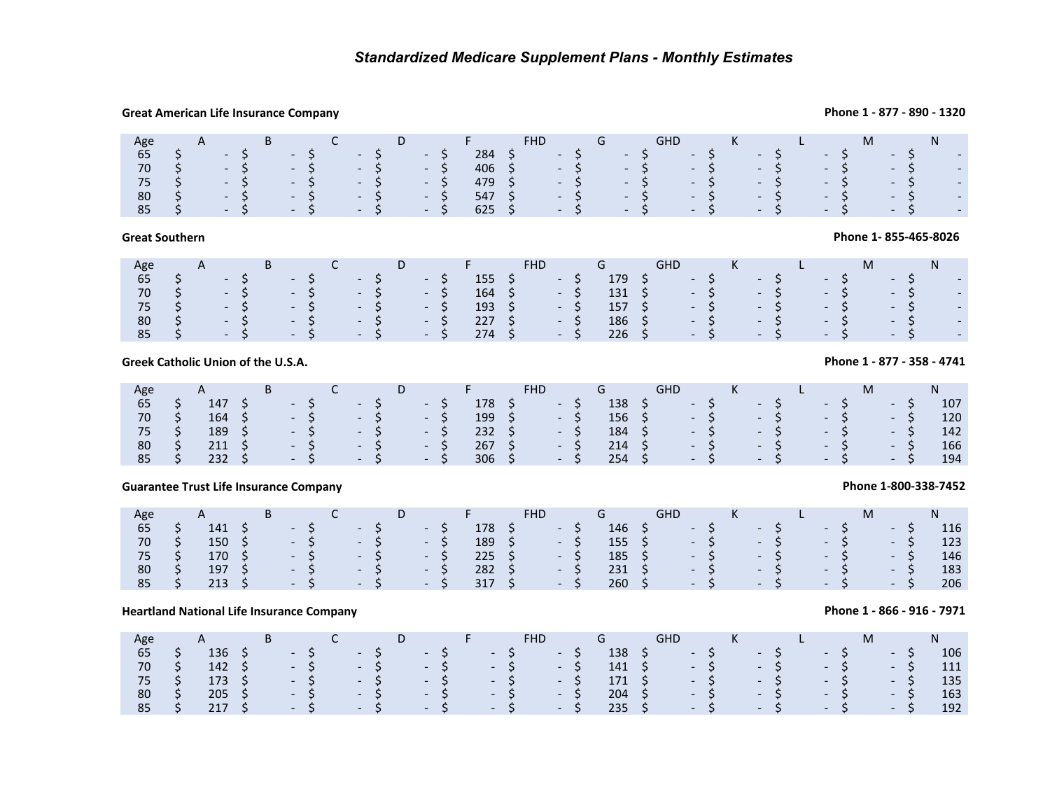## *Standardized Medicare Supplement Plans - Monthly Estimates*

**Great American Life Insurance Company** — **Phone 1 - 877 - 890 - 1320**

| Age | A | B | C | D | F | FHD | G | GHD | K | L | M | N |
|---|---|---|---|---|---|---|---|---|---|---|---|---|
| 65 | $ - | $ - | $ - | $ - | $ 284 | $ - | $ - | $ - | $ - | $ - | $ - | $ - |
| 70 | $ - | $ - | $ - | $ - | $ 406 | $ - | $ - | $ - | $ - | $ - | $ - | $ - |
| 75 | $ - | $ - | $ - | $ - | $ 479 | $ - | $ - | $ - | $ - | $ - | $ - | $ - |
| 80 | $ - | $ - | $ - | $ - | $ 547 | $ - | $ - | $ - | $ - | $ - | $ - | $ - |
| 85 | $ - | $ - | $ - | $ - | $ 625 | $ - | $ - | $ - | $ - | $ - | $ - | $ - |

**Great Southern** — **Phone 1- 855-465-8026**

| Age | A | B | C | D | F | FHD | G | GHD | K | L | M | N |
|---|---|---|---|---|---|---|---|---|---|---|---|---|
| 65 | $ - | $ - | $ - | $ - | $ 155 | $ - | $ 179 | $ - | $ - | $ - | $ - | $ - |
| 70 | $ - | $ - | $ - | $ - | $ 164 | $ - | $ 131 | $ - | $ - | $ - | $ - | $ - |
| 75 | $ - | $ - | $ - | $ - | $ 193 | $ - | $ 157 | $ - | $ - | $ - | $ - | $ - |
| 80 | $ - | $ - | $ - | $ - | $ 227 | $ - | $ 186 | $ - | $ - | $ - | $ - | $ - |
| 85 | $ - | $ - | $ - | $ - | $ 274 | $ - | $ 226 | $ - | $ - | $ - | $ - | $ - |

**Greek Catholic Union of the U.S.A.** — **Phone 1 - 877 - 358 - 4741**

| Age | A | B | C | D | F | FHD | G | GHD | K | L | M | N |
|---|---|---|---|---|---|---|---|---|---|---|---|---|
| 65 | $ 147 | $ - | $ - | $ - | $ 178 | $ - | $ 138 | $ - | $ - | $ - | $ - | $ 107 |
| 70 | $ 164 | $ - | $ - | $ - | $ 199 | $ - | $ 156 | $ - | $ - | $ - | $ - | $ 120 |
| 75 | $ 189 | $ - | $ - | $ - | $ 232 | $ - | $ 184 | $ - | $ - | $ - | $ - | $ 142 |
| 80 | $ 211 | $ - | $ - | $ - | $ 267 | $ - | $ 214 | $ - | $ - | $ - | $ - | $ 166 |
| 85 | $ 232 | $ - | $ - | $ - | $ 306 | $ - | $ 254 | $ - | $ - | $ - | $ - | $ 194 |

**Guarantee Trust Life Insurance Company** — **Phone 1-800-338-7452**

| Age | A | B | C | D | F | FHD | G | GHD | K | L | M | N |
|---|---|---|---|---|---|---|---|---|---|---|---|---|
| 65 | $ 141 | $ - | $ - | $ - | $ 178 | $ - | $ 146 | $ - | $ - | $ - | $ - | $ 116 |
| 70 | $ 150 | $ - | $ - | $ - | $ 189 | $ - | $ 155 | $ - | $ - | $ - | $ - | $ 123 |
| 75 | $ 170 | $ - | $ - | $ - | $ 225 | $ - | $ 185 | $ - | $ - | $ - | $ - | $ 146 |
| 80 | $ 197 | $ - | $ - | $ - | $ 282 | $ - | $ 231 | $ - | $ - | $ - | $ - | $ 183 |
| 85 | $ 213 | $ - | $ - | $ - | $ 317 | $ - | $ 260 | $ - | $ - | $ - | $ - | $ 206 |

**Heartland National Life Insurance Company** — **Phone 1 - 866 - 916 - 7971**

| Age | A | B | C | D | F | FHD | G | GHD | K | L | M | N |
|---|---|---|---|---|---|---|---|---|---|---|---|---|
| 65 | $ 136 | $ - | $ - | $ - | $ - | $ - | $ 138 | $ - | $ - | $ - | $ - | $ 106 |
| 70 | $ 142 | $ - | $ - | $ - | $ - | $ - | $ 141 | $ - | $ - | $ - | $ - | $ 111 |
| 75 | $ 173 | $ - | $ - | $ - | $ - | $ - | $ 171 | $ - | $ - | $ - | $ - | $ 135 |
| 80 | $ 205 | $ - | $ - | $ - | $ - | $ - | $ 204 | $ - | $ - | $ - | $ - | $ 163 |
| 85 | $ 217 | $ - | $ - | $ - | $ - | $ - | $ 235 | $ - | $ - | $ - | $ - | $ 192 |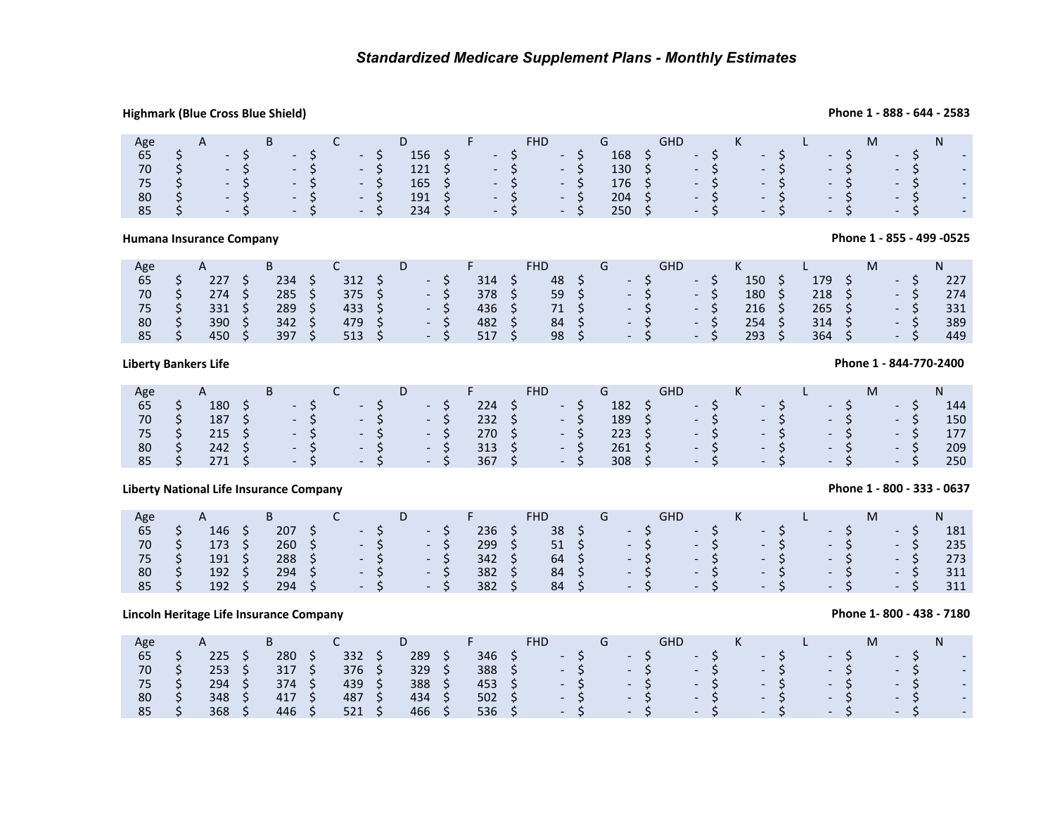# *Standardized Medicare Supplement Plans - Monthly Estimates*

**Highmark (Blue Cross Blue Shield)** **Phone 1 - 888 - 644 - 2583**

| Age | A | B | C | D | F | FHD | G | GHD | K | L | M | N |
|---|---|---|---|---|---|---|---|---|---|---|---|---|
| 65 | $ - | $ - | $ - | $ 156 | $ - | $ - | $ 168 | $ - | $ - | $ - | $ - | $ - |
| 70 | $ - | $ - | $ - | $ 121 | $ - | $ - | $ 130 | $ - | $ - | $ - | $ - | $ - |
| 75 | $ - | $ - | $ - | $ 165 | $ - | $ - | $ 176 | $ - | $ - | $ - | $ - | $ - |
| 80 | $ - | $ - | $ - | $ 191 | $ - | $ - | $ 204 | $ - | $ - | $ - | $ - | $ - |
| 85 | $ - | $ - | $ - | $ 234 | $ - | $ - | $ 250 | $ - | $ - | $ - | $ - | $ - |

**Humana Insurance Company** **Phone 1 - 855 - 499 -0525**

| Age | A | B | C | D | F | FHD | G | GHD | K | L | M | N |
|---|---|---|---|---|---|---|---|---|---|---|---|---|
| 65 | $ 227 | $ 234 | $ 312 | $ - | $ 314 | $ 48 | $ - | $ - | $ 150 | $ 179 | $ - | $ 227 |
| 70 | $ 274 | $ 285 | $ 375 | $ - | $ 378 | $ 59 | $ - | $ - | $ 180 | $ 218 | $ - | $ 274 |
| 75 | $ 331 | $ 289 | $ 433 | $ - | $ 436 | $ 71 | $ - | $ - | $ 216 | $ 265 | $ - | $ 331 |
| 80 | $ 390 | $ 342 | $ 479 | $ - | $ 482 | $ 84 | $ - | $ - | $ 254 | $ 314 | $ - | $ 389 |
| 85 | $ 450 | $ 397 | $ 513 | $ - | $ 517 | $ 98 | $ - | $ - | $ 293 | $ 364 | $ - | $ 449 |

**Liberty Bankers Life** **Phone 1 - 844-770-2400**

| Age | A | B | C | D | F | FHD | G | GHD | K | L | M | N |
|---|---|---|---|---|---|---|---|---|---|---|---|---|
| 65 | $ 180 | $ - | $ - | $ - | $ 224 | $ - | $ 182 | $ - | $ - | $ - | $ - | $ 144 |
| 70 | $ 187 | $ - | $ - | $ - | $ 232 | $ - | $ 189 | $ - | $ - | $ - | $ - | $ 150 |
| 75 | $ 215 | $ - | $ - | $ - | $ 270 | $ - | $ 223 | $ - | $ - | $ - | $ - | $ 177 |
| 80 | $ 242 | $ - | $ - | $ - | $ 313 | $ - | $ 261 | $ - | $ - | $ - | $ - | $ 209 |
| 85 | $ 271 | $ - | $ - | $ - | $ 367 | $ - | $ 308 | $ - | $ - | $ - | $ - | $ 250 |

**Liberty National Life Insurance Company** **Phone 1 - 800 - 333 - 0637**

| Age | A | B | C | D | F | FHD | G | GHD | K | L | M | N |
|---|---|---|---|---|---|---|---|---|---|---|---|---|
| 65 | $ 146 | $ 207 | $ - | $ - | $ 236 | $ 38 | $ - | $ - | $ - | $ - | $ - | $ 181 |
| 70 | $ 173 | $ 260 | $ - | $ - | $ 299 | $ 51 | $ - | $ - | $ - | $ - | $ - | $ 235 |
| 75 | $ 191 | $ 288 | $ - | $ - | $ 342 | $ 64 | $ - | $ - | $ - | $ - | $ - | $ 273 |
| 80 | $ 192 | $ 294 | $ - | $ - | $ 382 | $ 84 | $ - | $ - | $ - | $ - | $ - | $ 311 |
| 85 | $ 192 | $ 294 | $ - | $ - | $ 382 | $ 84 | $ - | $ - | $ - | $ - | $ - | $ 311 |

**Lincoln Heritage Life Insurance Company** **Phone 1- 800 - 438 - 7180**

| Age | A | B | C | D | F | FHD | G | GHD | K | L | M | N |
|---|---|---|---|---|---|---|---|---|---|---|---|---|
| 65 | $ 225 | $ 280 | $ 332 | $ 289 | $ 346 | $ - | $ - | $ - | $ - | $ - | $ - | $ - |
| 70 | $ 253 | $ 317 | $ 376 | $ 329 | $ 388 | $ - | $ - | $ - | $ - | $ - | $ - | $ - |
| 75 | $ 294 | $ 374 | $ 439 | $ 388 | $ 453 | $ - | $ - | $ - | $ - | $ - | $ - | $ - |
| 80 | $ 348 | $ 417 | $ 487 | $ 434 | $ 502 | $ - | $ - | $ - | $ - | $ - | $ - | $ - |
| 85 | $ 368 | $ 446 | $ 521 | $ 466 | $ 536 | $ - | $ - | $ - | $ - | $ - | $ - | $ - |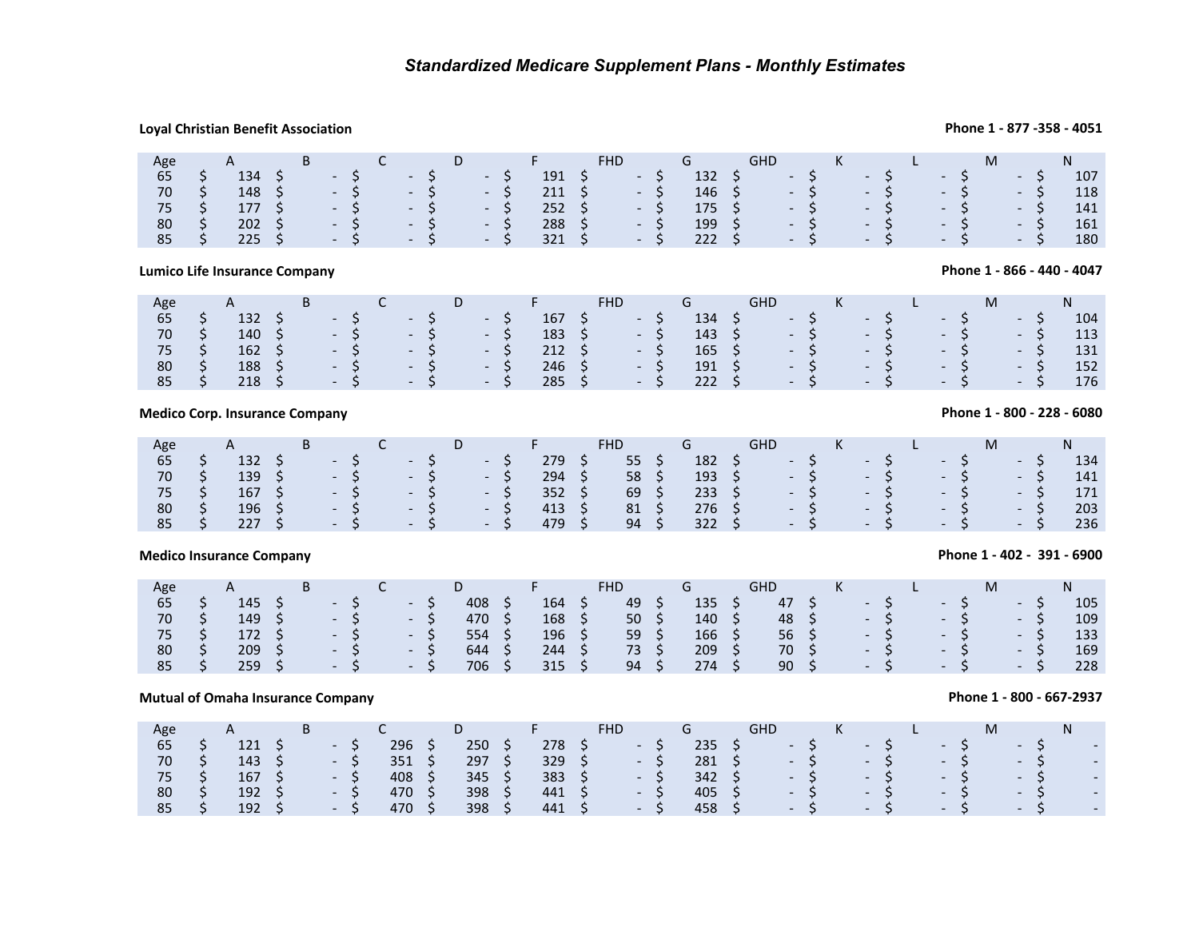# *Standardized Medicare Supplement Plans - Monthly Estimates*

**Loyal Christian Benefit Association** — **Phone 1 - 877 -358 - 4051**

| Age | A | B | C | D | F | FHD | G | GHD | K | L | M | N |
|---|---|---|---|---|---|---|---|---|---|---|---|---|
| 65 | $ 134 | $ - | $ - | $ - | $ 191 | $ - | $ 132 | $ - | $ - | $ - | $ - | $ 107 |
| 70 | $ 148 | $ - | $ - | $ - | $ 211 | $ - | $ 146 | $ - | $ - | $ - | $ - | $ 118 |
| 75 | $ 177 | $ - | $ - | $ - | $ 252 | $ - | $ 175 | $ - | $ - | $ - | $ - | $ 141 |
| 80 | $ 202 | $ - | $ - | $ - | $ 288 | $ - | $ 199 | $ - | $ - | $ - | $ - | $ 161 |
| 85 | $ 225 | $ - | $ - | $ - | $ 321 | $ - | $ 222 | $ - | $ - | $ - | $ - | $ 180 |

**Lumico Life Insurance Company** — **Phone 1 - 866 - 440 - 4047**

| Age | A | B | C | D | F | FHD | G | GHD | K | L | M | N |
|---|---|---|---|---|---|---|---|---|---|---|---|---|
| 65 | $ 132 | $ - | $ - | $ - | $ 167 | $ - | $ 134 | $ - | $ - | $ - | $ - | $ 104 |
| 70 | $ 140 | $ - | $ - | $ - | $ 183 | $ - | $ 143 | $ - | $ - | $ - | $ - | $ 113 |
| 75 | $ 162 | $ - | $ - | $ - | $ 212 | $ - | $ 165 | $ - | $ - | $ - | $ - | $ 131 |
| 80 | $ 188 | $ - | $ - | $ - | $ 246 | $ - | $ 191 | $ - | $ - | $ - | $ - | $ 152 |
| 85 | $ 218 | $ - | $ - | $ - | $ 285 | $ - | $ 222 | $ - | $ - | $ - | $ - | $ 176 |

**Medico Corp. Insurance Company** — **Phone 1 - 800 - 228 - 6080**

| Age | A | B | C | D | F | FHD | G | GHD | K | L | M | N |
|---|---|---|---|---|---|---|---|---|---|---|---|---|
| 65 | $ 132 | $ - | $ - | $ - | $ 279 | $ 55 | $ 182 | $ - | $ - | $ - | $ - | $ 134 |
| 70 | $ 139 | $ - | $ - | $ - | $ 294 | $ 58 | $ 193 | $ - | $ - | $ - | $ - | $ 141 |
| 75 | $ 167 | $ - | $ - | $ - | $ 352 | $ 69 | $ 233 | $ - | $ - | $ - | $ - | $ 171 |
| 80 | $ 196 | $ - | $ - | $ - | $ 413 | $ 81 | $ 276 | $ - | $ - | $ - | $ - | $ 203 |
| 85 | $ 227 | $ - | $ - | $ - | $ 479 | $ 94 | $ 322 | $ - | $ - | $ - | $ - | $ 236 |

**Medico Insurance Company** — **Phone 1 - 402 - 391 - 6900**

| Age | A | B | C | D | F | FHD | G | GHD | K | L | M | N |
|---|---|---|---|---|---|---|---|---|---|---|---|---|
| 65 | $ 145 | $ - | $ - | $ 408 | $ 164 | $ 49 | $ 135 | $ 47 | $ - | $ - | $ - | $ 105 |
| 70 | $ 149 | $ - | $ - | $ 470 | $ 168 | $ 50 | $ 140 | $ 48 | $ - | $ - | $ - | $ 109 |
| 75 | $ 172 | $ - | $ - | $ 554 | $ 196 | $ 59 | $ 166 | $ 56 | $ - | $ - | $ - | $ 133 |
| 80 | $ 209 | $ - | $ - | $ 644 | $ 244 | $ 73 | $ 209 | $ 70 | $ - | $ - | $ - | $ 169 |
| 85 | $ 259 | $ - | $ - | $ 706 | $ 315 | $ 94 | $ 274 | $ 90 | $ - | $ - | $ - | $ 228 |

**Mutual of Omaha Insurance Company** — **Phone 1 - 800 - 667-2937**

| Age | A | B | C | D | F | FHD | G | GHD | K | L | M | N |
|---|---|---|---|---|---|---|---|---|---|---|---|---|
| 65 | $ 121 | $ - | $ 296 | $ 250 | $ 278 | $ - | $ 235 | $ - | $ - | $ - | $ - | $ - |
| 70 | $ 143 | $ - | $ 351 | $ 297 | $ 329 | $ - | $ 281 | $ - | $ - | $ - | $ - | $ - |
| 75 | $ 167 | $ - | $ 408 | $ 345 | $ 383 | $ - | $ 342 | $ - | $ - | $ - | $ - | $ - |
| 80 | $ 192 | $ - | $ 470 | $ 398 | $ 441 | $ - | $ 405 | $ - | $ - | $ - | $ - | $ - |
| 85 | $ 192 | $ - | $ 470 | $ 398 | $ 441 | $ - | $ 458 | $ - | $ - | $ - | $ - | $ - |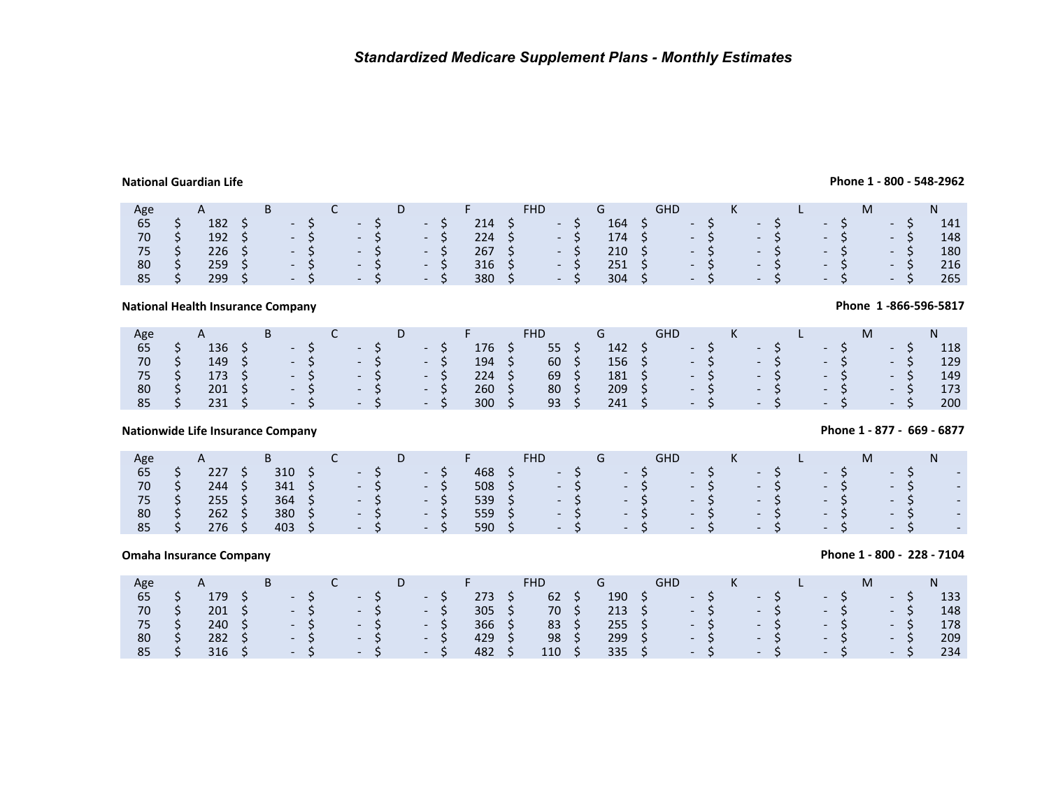# *Standardized Medicare Supplement Plans - Monthly Estimates*

**National Guardian Life** — **Phone 1 - 800 - 548-2962**

| Age | A | B | C | D | F | FHD | G | GHD | K | L | M | N |
|---|---|---|---|---|---|---|---|---|---|---|---|---|
| 65 | $ 182 | $ - | $ - | $ - | $ 214 | $ - | $ 164 | $ - | $ - | $ - | $ - | $ 141 |
| 70 | $ 192 | $ - | $ - | $ - | $ 224 | $ - | $ 174 | $ - | $ - | $ - | $ - | $ 148 |
| 75 | $ 226 | $ - | $ - | $ - | $ 267 | $ - | $ 210 | $ - | $ - | $ - | $ - | $ 180 |
| 80 | $ 259 | $ - | $ - | $ - | $ 316 | $ - | $ 251 | $ - | $ - | $ - | $ - | $ 216 |
| 85 | $ 299 | $ - | $ - | $ - | $ 380 | $ - | $ 304 | $ - | $ - | $ - | $ - | $ 265 |

**National Health Insurance Company** — **Phone 1 -866-596-5817**

| Age | A | B | C | D | F | FHD | G | GHD | K | L | M | N |
|---|---|---|---|---|---|---|---|---|---|---|---|---|
| 65 | $ 136 | $ - | $ - | $ - | $ 176 | $ 55 | $ 142 | $ - | $ - | $ - | $ - | $ 118 |
| 70 | $ 149 | $ - | $ - | $ - | $ 194 | $ 60 | $ 156 | $ - | $ - | $ - | $ - | $ 129 |
| 75 | $ 173 | $ - | $ - | $ - | $ 224 | $ 69 | $ 181 | $ - | $ - | $ - | $ - | $ 149 |
| 80 | $ 201 | $ - | $ - | $ - | $ 260 | $ 80 | $ 209 | $ - | $ - | $ - | $ - | $ 173 |
| 85 | $ 231 | $ - | $ - | $ - | $ 300 | $ 93 | $ 241 | $ - | $ - | $ - | $ - | $ 200 |

**Nationwide Life Insurance Company** — **Phone 1 - 877 - 669 - 6877**

| Age | A | B | C | D | F | FHD | G | GHD | K | L | M | N |
|---|---|---|---|---|---|---|---|---|---|---|---|---|
| 65 | $ 227 | $ 310 | $ - | $ - | $ 468 | $ - | $ - | $ - | $ - | $ - | $ - | $ - |
| 70 | $ 244 | $ 341 | $ - | $ - | $ 508 | $ - | $ - | $ - | $ - | $ - | $ - | $ - |
| 75 | $ 255 | $ 364 | $ - | $ - | $ 539 | $ - | $ - | $ - | $ - | $ - | $ - | $ - |
| 80 | $ 262 | $ 380 | $ - | $ - | $ 559 | $ - | $ - | $ - | $ - | $ - | $ - | $ - |
| 85 | $ 276 | $ 403 | $ - | $ - | $ 590 | $ - | $ - | $ - | $ - | $ - | $ - | $ - |

**Omaha Insurance Company** — **Phone 1 - 800 - 228 - 7104**

| Age | A | B | C | D | F | FHD | G | GHD | K | L | M | N |
|---|---|---|---|---|---|---|---|---|---|---|---|---|
| 65 | $ 179 | $ - | $ - | $ - | $ 273 | $ 62 | $ 190 | $ - | $ - | $ - | $ - | $ 133 |
| 70 | $ 201 | $ - | $ - | $ - | $ 305 | $ 70 | $ 213 | $ - | $ - | $ - | $ - | $ 148 |
| 75 | $ 240 | $ - | $ - | $ - | $ 366 | $ 83 | $ 255 | $ - | $ - | $ - | $ - | $ 178 |
| 80 | $ 282 | $ - | $ - | $ - | $ 429 | $ 98 | $ 299 | $ - | $ - | $ - | $ - | $ 209 |
| 85 | $ 316 | $ - | $ - | $ - | $ 482 | $ 110 | $ 335 | $ - | $ - | $ - | $ - | $ 234 |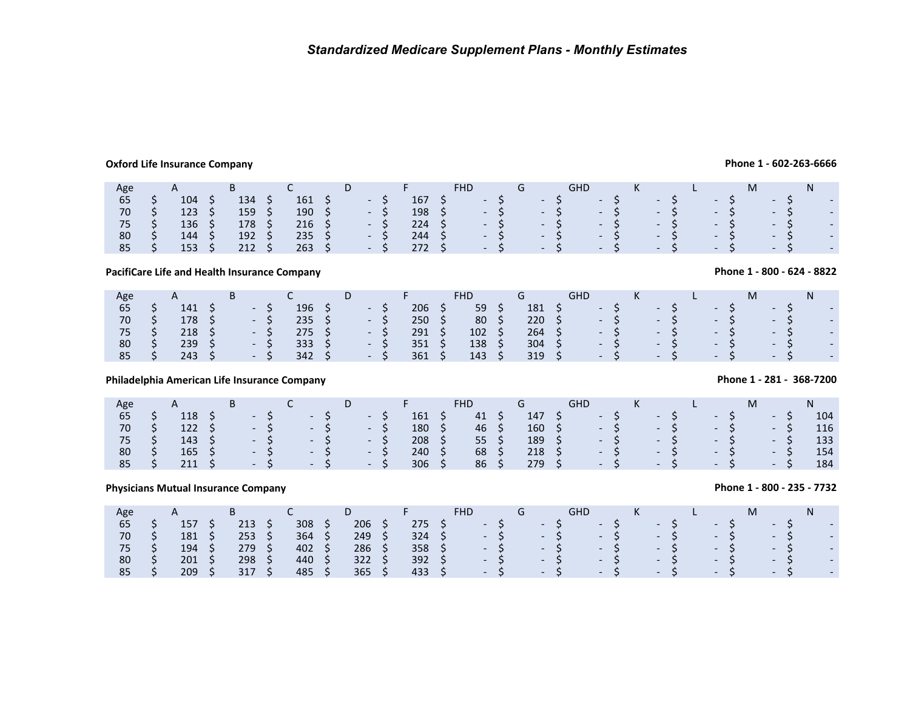*Standardized Medicare Supplement Plans - Monthly Estimates*

**Oxford Life Insurance Company** — **Phone 1 - 602-263-6666**

| Age | A | B | C | D | F | FHD | G | GHD | K | L | M | N |
|---|---|---|---|---|---|---|---|---|---|---|---|---|
| 65 | $ 104 | $ 134 | $ 161 | $ - | $ 167 | $ - | $ - | $ - | $ - | $ - | $ - | $ - |
| 70 | $ 123 | $ 159 | $ 190 | $ - | $ 198 | $ - | $ - | $ - | $ - | $ - | $ - | $ - |
| 75 | $ 136 | $ 178 | $ 216 | $ - | $ 224 | $ - | $ - | $ - | $ - | $ - | $ - | $ - |
| 80 | $ 144 | $ 192 | $ 235 | $ - | $ 244 | $ - | $ - | $ - | $ - | $ - | $ - | $ - |
| 85 | $ 153 | $ 212 | $ 263 | $ - | $ 272 | $ - | $ - | $ - | $ - | $ - | $ - | $ - |

**PacifiCare Life and Health Insurance Company** — **Phone 1 - 800 - 624 - 8822**

| Age | A | B | C | D | F | FHD | G | GHD | K | L | M | N |
|---|---|---|---|---|---|---|---|---|---|---|---|---|
| 65 | $ 141 | $ - | $ 196 | $ - | $ 206 | $ 59 | $ 181 | $ - | $ - | $ - | $ - | $ - |
| 70 | $ 178 | $ - | $ 235 | $ - | $ 250 | $ 80 | $ 220 | $ - | $ - | $ - | $ - | $ - |
| 75 | $ 218 | $ - | $ 275 | $ - | $ 291 | $ 102 | $ 264 | $ - | $ - | $ - | $ - | $ - |
| 80 | $ 239 | $ - | $ 333 | $ - | $ 351 | $ 138 | $ 304 | $ - | $ - | $ - | $ - | $ - |
| 85 | $ 243 | $ - | $ 342 | $ - | $ 361 | $ 143 | $ 319 | $ - | $ - | $ - | $ - | $ - |

**Philadelphia American Life Insurance Company** — **Phone 1 - 281 - 368-7200**

| Age | A | B | C | D | F | FHD | G | GHD | K | L | M | N |
|---|---|---|---|---|---|---|---|---|---|---|---|---|
| 65 | $ 118 | $ - | $ - | $ - | $ 161 | $ 41 | $ 147 | $ - | $ - | $ - | $ - | $ 104 |
| 70 | $ 122 | $ - | $ - | $ - | $ 180 | $ 46 | $ 160 | $ - | $ - | $ - | $ - | $ 116 |
| 75 | $ 143 | $ - | $ - | $ - | $ 208 | $ 55 | $ 189 | $ - | $ - | $ - | $ - | $ 133 |
| 80 | $ 165 | $ - | $ - | $ - | $ 240 | $ 68 | $ 218 | $ - | $ - | $ - | $ - | $ 154 |
| 85 | $ 211 | $ - | $ - | $ - | $ 306 | $ 86 | $ 279 | $ - | $ - | $ - | $ - | $ 184 |

**Physicians Mutual Insurance Company** — **Phone 1 - 800 - 235 - 7732**

| Age | A | B | C | D | F | FHD | G | GHD | K | L | M | N |
|---|---|---|---|---|---|---|---|---|---|---|---|---|
| 65 | $ 157 | $ 213 | $ 308 | $ 206 | $ 275 | $ - | $ - | $ - | $ - | $ - | $ - | $ - |
| 70 | $ 181 | $ 253 | $ 364 | $ 249 | $ 324 | $ - | $ - | $ - | $ - | $ - | $ - | $ - |
| 75 | $ 194 | $ 279 | $ 402 | $ 286 | $ 358 | $ - | $ - | $ - | $ - | $ - | $ - | $ - |
| 80 | $ 201 | $ 298 | $ 440 | $ 322 | $ 392 | $ - | $ - | $ - | $ - | $ - | $ - | $ - |
| 85 | $ 209 | $ 317 | $ 485 | $ 365 | $ 433 | $ - | $ - | $ - | $ - | $ - | $ - | $ - |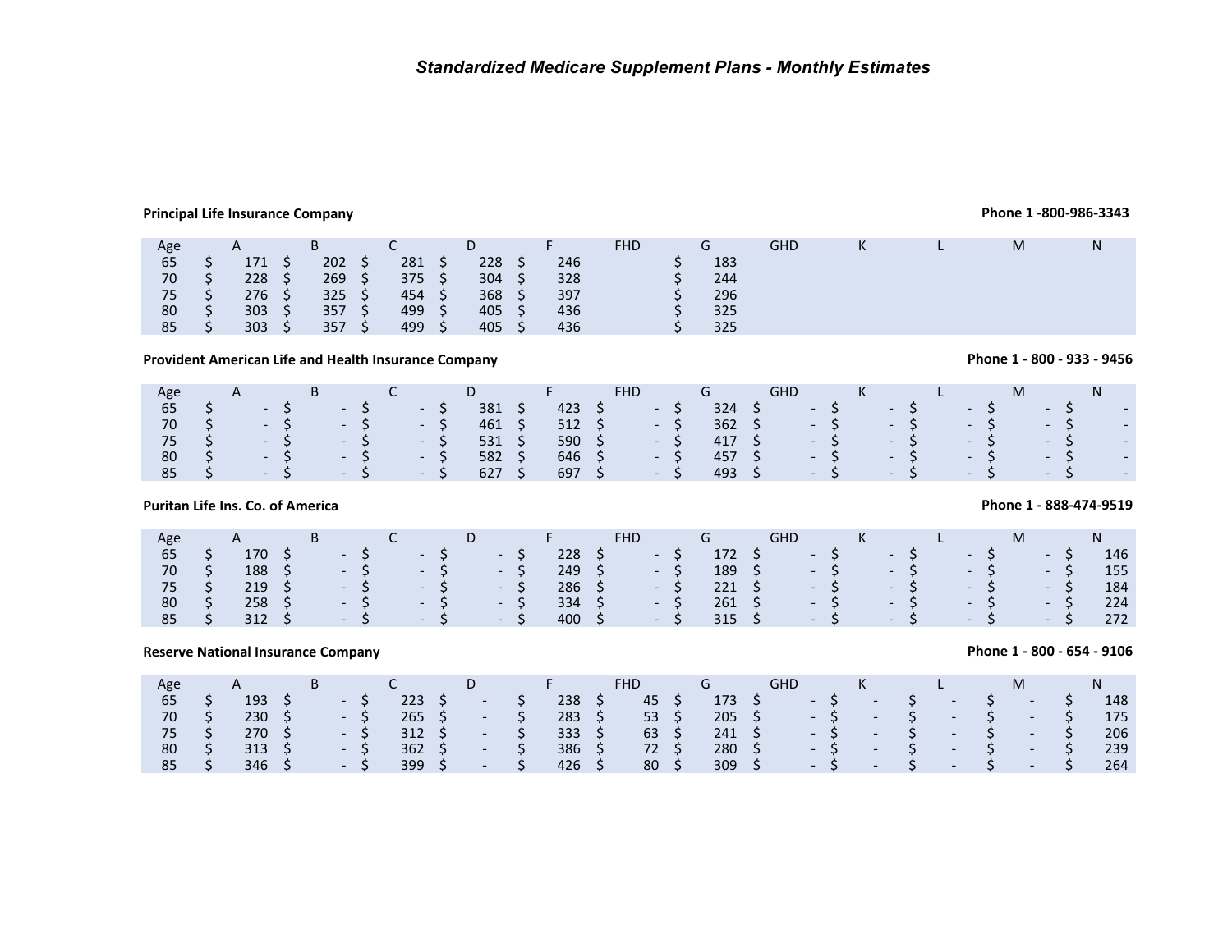# *Standardized Medicare Supplement Plans - Monthly Estimates*

**Principal Life Insurance Company** — **Phone 1 -800-986-3343**

| Age | A | B | C | D | F | FHD | G | GHD | K | L | M | N |
|---|---|---|---|---|---|---|---|---|---|---|---|---|
| 65 | $ 171 | $ 202 | $ 281 | $ 228 | $ 246 | | $ 183 | | | | | |
| 70 | $ 228 | $ 269 | $ 375 | $ 304 | $ 328 | | $ 244 | | | | | |
| 75 | $ 276 | $ 325 | $ 454 | $ 368 | $ 397 | | $ 296 | | | | | |
| 80 | $ 303 | $ 357 | $ 499 | $ 405 | $ 436 | | $ 325 | | | | | |
| 85 | $ 303 | $ 357 | $ 499 | $ 405 | $ 436 | | $ 325 | | | | | |

**Provident American Life and Health Insurance Company** — **Phone 1 - 800 - 933 - 9456**

| Age | A | B | C | D | F | FHD | G | GHD | K | L | M | N |
|---|---|---|---|---|---|---|---|---|---|---|---|---|
| 65 | $ - | $ - | $ - | $ 381 | $ 423 | $ - | $ 324 | $ - | $ - | $ - | $ - | $ - |
| 70 | $ - | $ - | $ - | $ 461 | $ 512 | $ - | $ 362 | $ - | $ - | $ - | $ - | $ - |
| 75 | $ - | $ - | $ - | $ 531 | $ 590 | $ - | $ 417 | $ - | $ - | $ - | $ - | $ - |
| 80 | $ - | $ - | $ - | $ 582 | $ 646 | $ - | $ 457 | $ - | $ - | $ - | $ - | $ - |
| 85 | $ - | $ - | $ - | $ 627 | $ 697 | $ - | $ 493 | $ - | $ - | $ - | $ - | $ - |

**Puritan Life Ins. Co. of America** — **Phone 1 - 888-474-9519**

| Age | A | B | C | D | F | FHD | G | GHD | K | L | M | N |
|---|---|---|---|---|---|---|---|---|---|---|---|---|
| 65 | $ 170 | $ - | $ - | $ - | $ 228 | $ - | $ 172 | $ - | $ - | $ - | $ - | $ 146 |
| 70 | $ 188 | $ - | $ - | $ - | $ 249 | $ - | $ 189 | $ - | $ - | $ - | $ - | $ 155 |
| 75 | $ 219 | $ - | $ - | $ - | $ 286 | $ - | $ 221 | $ - | $ - | $ - | $ - | $ 184 |
| 80 | $ 258 | $ - | $ - | $ - | $ 334 | $ - | $ 261 | $ - | $ - | $ - | $ - | $ 224 |
| 85 | $ 312 | $ - | $ - | $ - | $ 400 | $ - | $ 315 | $ - | $ - | $ - | $ - | $ 272 |

**Reserve National Insurance Company** — **Phone 1 - 800 - 654 - 9106**

| Age | A | B | C | D | F | FHD | G | GHD | K | L | M | N |
|---|---|---|---|---|---|---|---|---|---|---|---|---|
| 65 | $ 193 | $ - | $ 223 | $ - | $ 238 | $ 45 | $ 173 | $ - | $ - | $ - | $ - | $ 148 |
| 70 | $ 230 | $ - | $ 265 | $ - | $ 283 | $ 53 | $ 205 | $ - | $ - | $ - | $ - | $ 175 |
| 75 | $ 270 | $ - | $ 312 | $ - | $ 333 | $ 63 | $ 241 | $ - | $ - | $ - | $ - | $ 206 |
| 80 | $ 313 | $ - | $ 362 | $ - | $ 386 | $ 72 | $ 280 | $ - | $ - | $ - | $ - | $ 239 |
| 85 | $ 346 | $ - | $ 399 | $ - | $ 426 | $ 80 | $ 309 | $ - | $ - | $ - | $ - | $ 264 |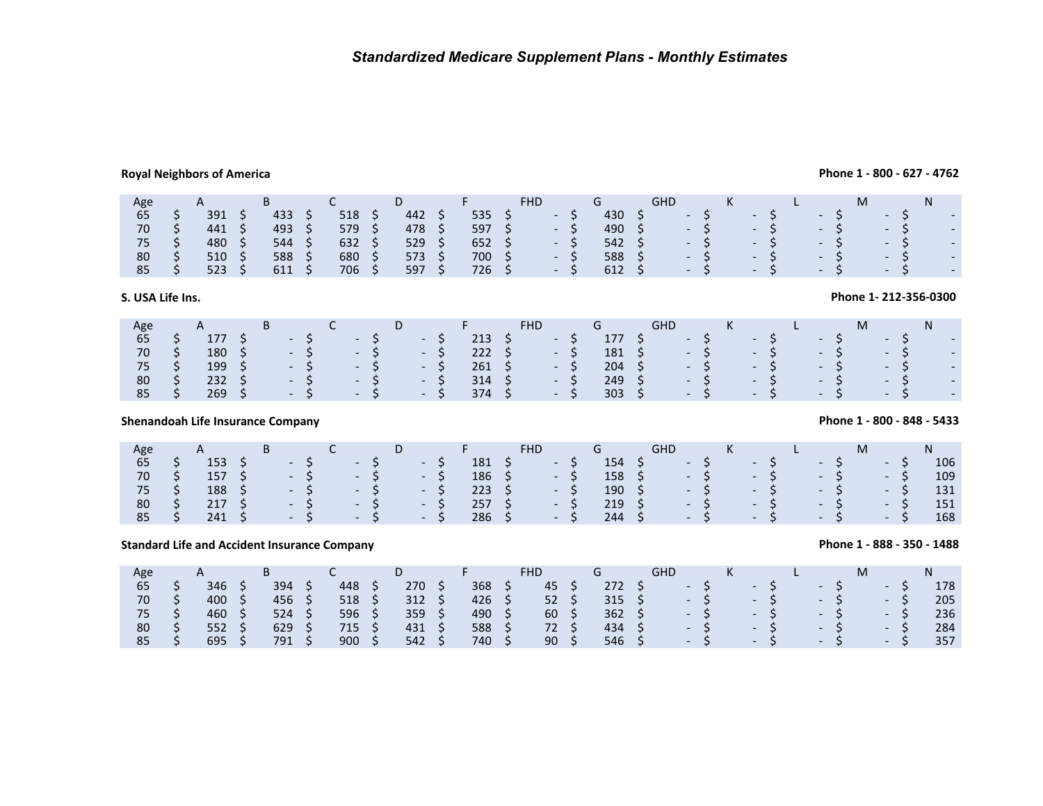# *Standardized Medicare Supplement Plans - Monthly Estimates*

**Royal Neighbors of America** — **Phone 1 - 800 - 627 - 4762**

| Age | A | B | C | D | F | FHD | G | GHD | K | L | M | N |
|---|---|---|---|---|---|---|---|---|---|---|---|---|
| 65 | $ 391 | $ 433 | $ 518 | $ 442 | $ 535 | $ - | $ 430 | $ - | $ - | $ - | $ - | $ - |
| 70 | $ 441 | $ 493 | $ 579 | $ 478 | $ 597 | $ - | $ 490 | $ - | $ - | $ - | $ - | $ - |
| 75 | $ 480 | $ 544 | $ 632 | $ 529 | $ 652 | $ - | $ 542 | $ - | $ - | $ - | $ - | $ - |
| 80 | $ 510 | $ 588 | $ 680 | $ 573 | $ 700 | $ - | $ 588 | $ - | $ - | $ - | $ - | $ - |
| 85 | $ 523 | $ 611 | $ 706 | $ 597 | $ 726 | $ - | $ 612 | $ - | $ - | $ - | $ - | $ - |

**S. USA Life Ins.** — **Phone 1- 212-356-0300**

| Age | A | B | C | D | F | FHD | G | GHD | K | L | M | N |
|---|---|---|---|---|---|---|---|---|---|---|---|---|
| 65 | $ 177 | $ - | $ - | $ - | $ 213 | $ - | $ 177 | $ - | $ - | $ - | $ - | $ - |
| 70 | $ 180 | $ - | $ - | $ - | $ 222 | $ - | $ 181 | $ - | $ - | $ - | $ - | $ - |
| 75 | $ 199 | $ - | $ - | $ - | $ 261 | $ - | $ 204 | $ - | $ - | $ - | $ - | $ - |
| 80 | $ 232 | $ - | $ - | $ - | $ 314 | $ - | $ 249 | $ - | $ - | $ - | $ - | $ - |
| 85 | $ 269 | $ - | $ - | $ - | $ 374 | $ - | $ 303 | $ - | $ - | $ - | $ - | $ - |

**Shenandoah Life Insurance Company** — **Phone 1 - 800 - 848 - 5433**

| Age | A | B | C | D | F | FHD | G | GHD | K | L | M | N |
|---|---|---|---|---|---|---|---|---|---|---|---|---|
| 65 | $ 153 | $ - | $ - | $ - | $ 181 | $ - | $ 154 | $ - | $ - | $ - | $ - | $ 106 |
| 70 | $ 157 | $ - | $ - | $ - | $ 186 | $ - | $ 158 | $ - | $ - | $ - | $ - | $ 109 |
| 75 | $ 188 | $ - | $ - | $ - | $ 223 | $ - | $ 190 | $ - | $ - | $ - | $ - | $ 131 |
| 80 | $ 217 | $ - | $ - | $ - | $ 257 | $ - | $ 219 | $ - | $ - | $ - | $ - | $ 151 |
| 85 | $ 241 | $ - | $ - | $ - | $ 286 | $ - | $ 244 | $ - | $ - | $ - | $ - | $ 168 |

**Standard Life and Accident Insurance Company** — **Phone 1 - 888 - 350 - 1488**

| Age | A | B | C | D | F | FHD | G | GHD | K | L | M | N |
|---|---|---|---|---|---|---|---|---|---|---|---|---|
| 65 | $ 346 | $ 394 | $ 448 | $ 270 | $ 368 | $ 45 | $ 272 | $ - | $ - | $ - | $ - | $ 178 |
| 70 | $ 400 | $ 456 | $ 518 | $ 312 | $ 426 | $ 52 | $ 315 | $ - | $ - | $ - | $ - | $ 205 |
| 75 | $ 460 | $ 524 | $ 596 | $ 359 | $ 490 | $ 60 | $ 362 | $ - | $ - | $ - | $ - | $ 236 |
| 80 | $ 552 | $ 629 | $ 715 | $ 431 | $ 588 | $ 72 | $ 434 | $ - | $ - | $ - | $ - | $ 284 |
| 85 | $ 695 | $ 791 | $ 900 | $ 542 | $ 740 | $ 90 | $ 546 | $ - | $ - | $ - | $ - | $ 357 |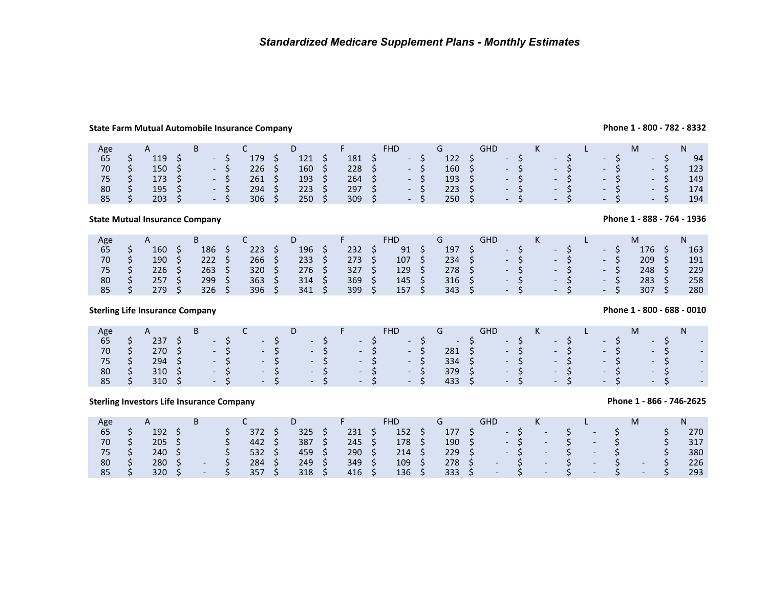*Standardized Medicare Supplement Plans - Monthly Estimates*

**State Farm Mutual Automobile Insurance Company** — **Phone 1 - 800 - 782 - 8332**

| Age | A | B | C | D | F | FHD | G | GHD | K | L | M | N |
|---|---|---|---|---|---|---|---|---|---|---|---|---|
| 65 | $ 119 | $ - | $ 179 | $ 121 | $ 181 | $ - | $ 122 | $ - | $ - | $ - | $ - | $ 94 |
| 70 | $ 150 | $ - | $ 226 | $ 160 | $ 228 | $ - | $ 160 | $ - | $ - | $ - | $ - | $ 123 |
| 75 | $ 173 | $ - | $ 261 | $ 193 | $ 264 | $ - | $ 193 | $ - | $ - | $ - | $ - | $ 149 |
| 80 | $ 195 | $ - | $ 294 | $ 223 | $ 297 | $ - | $ 223 | $ - | $ - | $ - | $ - | $ 174 |
| 85 | $ 203 | $ - | $ 306 | $ 250 | $ 309 | $ - | $ 250 | $ - | $ - | $ - | $ - | $ 194 |

**State Mutual Insurance Company** — **Phone 1 - 888 - 764 - 1936**

| Age | A | B | C | D | F | FHD | G | GHD | K | L | M | N |
|---|---|---|---|---|---|---|---|---|---|---|---|---|
| 65 | $ 160 | $ 186 | $ 223 | $ 196 | $ 232 | $ 91 | $ 197 | $ - | $ - | $ - | $ 176 | $ 163 |
| 70 | $ 190 | $ 222 | $ 266 | $ 233 | $ 273 | $ 107 | $ 234 | $ - | $ - | $ - | $ 209 | $ 191 |
| 75 | $ 226 | $ 263 | $ 320 | $ 276 | $ 327 | $ 129 | $ 278 | $ - | $ - | $ - | $ 248 | $ 229 |
| 80 | $ 257 | $ 299 | $ 363 | $ 314 | $ 369 | $ 145 | $ 316 | $ - | $ - | $ - | $ 283 | $ 258 |
| 85 | $ 279 | $ 326 | $ 396 | $ 341 | $ 399 | $ 157 | $ 343 | $ - | $ - | $ - | $ 307 | $ 280 |

**Sterling Life Insurance Company** — **Phone 1 - 800 - 688 - 0010**

| Age | A | B | C | D | F | FHD | G | GHD | K | L | M | N |
|---|---|---|---|---|---|---|---|---|---|---|---|---|
| 65 | $ 237 | $ - | $ - | $ - | $ - | $ - | $ - | $ - | $ - | $ - | $ - | $ - |
| 70 | $ 270 | $ - | $ - | $ - | $ - | $ - | $ 281 | $ - | $ - | $ - | $ - | $ - |
| 75 | $ 294 | $ - | $ - | $ - | $ - | $ - | $ 334 | $ - | $ - | $ - | $ - | $ - |
| 80 | $ 310 | $ - | $ - | $ - | $ - | $ - | $ 379 | $ - | $ - | $ - | $ - | $ - |
| 85 | $ 310 | $ - | $ - | $ - | $ - | $ - | $ 433 | $ - | $ - | $ - | $ - | $ - |

**Sterling Investors Life Insurance Company** — **Phone 1 - 866 - 746-2625**

| Age | A | B | C | D | F | FHD | G | GHD | K | L | M | N |
|---|---|---|---|---|---|---|---|---|---|---|---|---|
| 65 | $ 192 | $ | $ 372 | $ 325 | $ 231 | $ 152 | $ 177 | $ - | $ - | $ - | $ | $ 270 |
| 70 | $ 205 | $ | $ 442 | $ 387 | $ 245 | $ 178 | $ 190 | $ - | $ - | $ - | $ | $ 317 |
| 75 | $ 240 | $ | $ 532 | $ 459 | $ 290 | $ 214 | $ 229 | $ - | $ - | $ - | $ | $ 380 |
| 80 | $ 280 | $ - | $ 284 | $ 249 | $ 349 | $ 109 | $ 278 | $ - | $ - | $ - | $ - | $ 226 |
| 85 | $ 320 | $ - | $ 357 | $ 318 | $ 416 | $ 136 | $ 333 | $ - | $ - | $ - | $ - | $ 293 |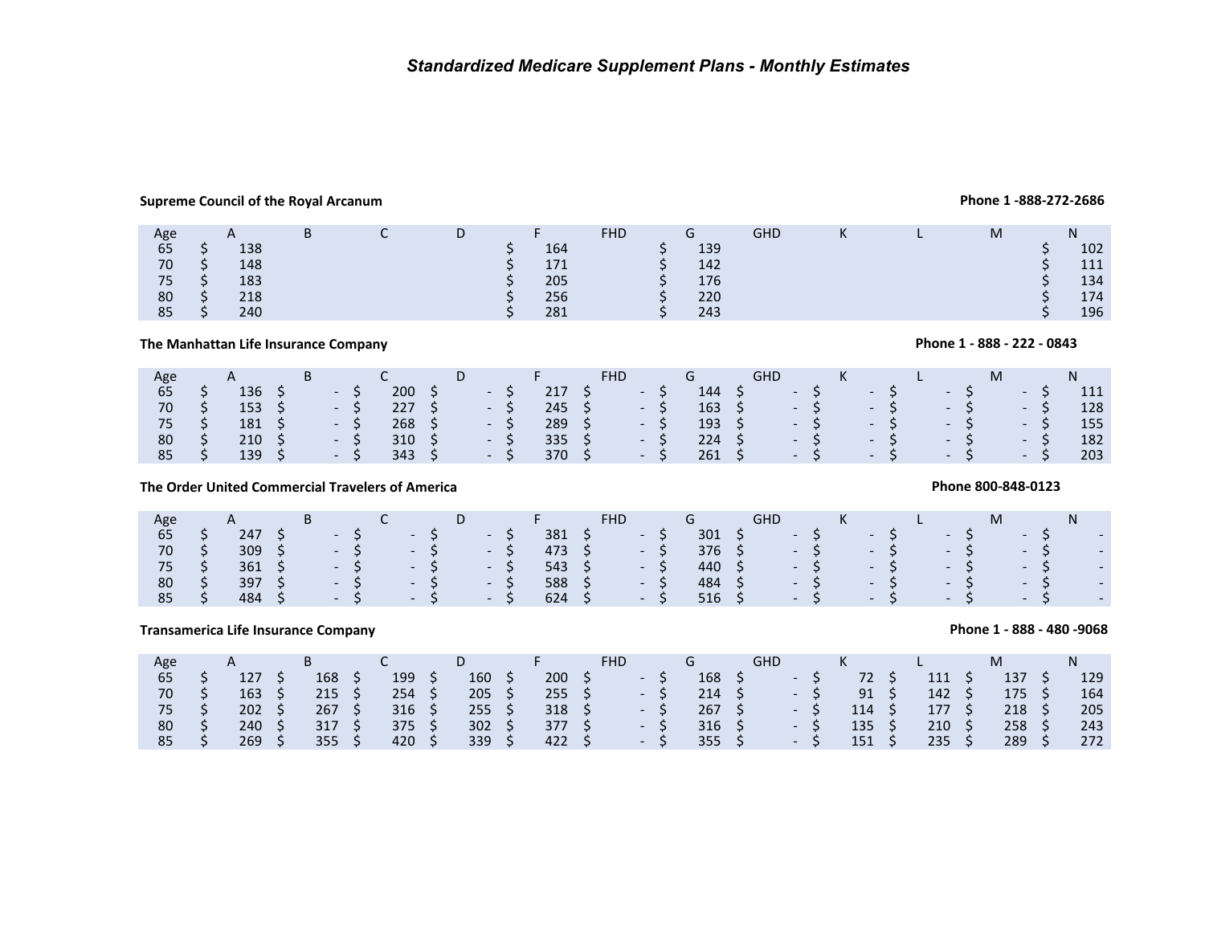# *Standardized Medicare Supplement Plans - Monthly Estimates*

**Supreme Council of the Royal Arcanum** — **Phone 1 -888-272-2686**

| Age | A | B | C | D | F | FHD | G | GHD | K | L | M | N |
|---|---|---|---|---|---|---|---|---|---|---|---|---|
| 65 | $ 138 | | | | $ 164 | | $ 139 | | | | | $ 102 |
| 70 | $ 148 | | | | $ 171 | | $ 142 | | | | | $ 111 |
| 75 | $ 183 | | | | $ 205 | | $ 176 | | | | | $ 134 |
| 80 | $ 218 | | | | $ 256 | | $ 220 | | | | | $ 174 |
| 85 | $ 240 | | | | $ 281 | | $ 243 | | | | | $ 196 |

**The Manhattan Life Insurance Company** — **Phone 1 - 888 - 222 - 0843**

| Age | A | B | C | D | F | FHD | G | GHD | K | L | M | N |
|---|---|---|---|---|---|---|---|---|---|---|---|---|
| 65 | $ 136 | $ - | $ 200 | $ - | $ 217 | $ - | $ 144 | $ - | $ - | $ - | $ - | $ 111 |
| 70 | $ 153 | $ - | $ 227 | $ - | $ 245 | $ - | $ 163 | $ - | $ - | $ - | $ - | $ 128 |
| 75 | $ 181 | $ - | $ 268 | $ - | $ 289 | $ - | $ 193 | $ - | $ - | $ - | $ - | $ 155 |
| 80 | $ 210 | $ - | $ 310 | $ - | $ 335 | $ - | $ 224 | $ - | $ - | $ - | $ - | $ 182 |
| 85 | $ 139 | $ - | $ 343 | $ - | $ 370 | $ - | $ 261 | $ - | $ - | $ - | $ - | $ 203 |

**The Order United Commercial Travelers of America** — **Phone 800-848-0123**

| Age | A | B | C | D | F | FHD | G | GHD | K | L | M | N |
|---|---|---|---|---|---|---|---|---|---|---|---|---|
| 65 | $ 247 | $ - | $ - | $ - | $ 381 | $ - | $ 301 | $ - | $ - | $ - | $ - | $ - |
| 70 | $ 309 | $ - | $ - | $ - | $ 473 | $ - | $ 376 | $ - | $ - | $ - | $ - | $ - |
| 75 | $ 361 | $ - | $ - | $ - | $ 543 | $ - | $ 440 | $ - | $ - | $ - | $ - | $ - |
| 80 | $ 397 | $ - | $ - | $ - | $ 588 | $ - | $ 484 | $ - | $ - | $ - | $ - | $ - |
| 85 | $ 484 | $ - | $ - | $ - | $ 624 | $ - | $ 516 | $ - | $ - | $ - | $ - | $ - |

**Transamerica Life Insurance Company** — **Phone 1 - 888 - 480 -9068**

| Age | A | B | C | D | F | FHD | G | GHD | K | L | M | N |
|---|---|---|---|---|---|---|---|---|---|---|---|---|
| 65 | $ 127 | $ 168 | $ 199 | $ 160 | $ 200 | $ - | $ 168 | $ - | $ 72 | $ 111 | $ 137 | $ 129 |
| 70 | $ 163 | $ 215 | $ 254 | $ 205 | $ 255 | $ - | $ 214 | $ - | $ 91 | $ 142 | $ 175 | $ 164 |
| 75 | $ 202 | $ 267 | $ 316 | $ 255 | $ 318 | $ - | $ 267 | $ - | $ 114 | $ 177 | $ 218 | $ 205 |
| 80 | $ 240 | $ 317 | $ 375 | $ 302 | $ 377 | $ - | $ 316 | $ - | $ 135 | $ 210 | $ 258 | $ 243 |
| 85 | $ 269 | $ 355 | $ 420 | $ 339 | $ 422 | $ - | $ 355 | $ - | $ 151 | $ 235 | $ 289 | $ 272 |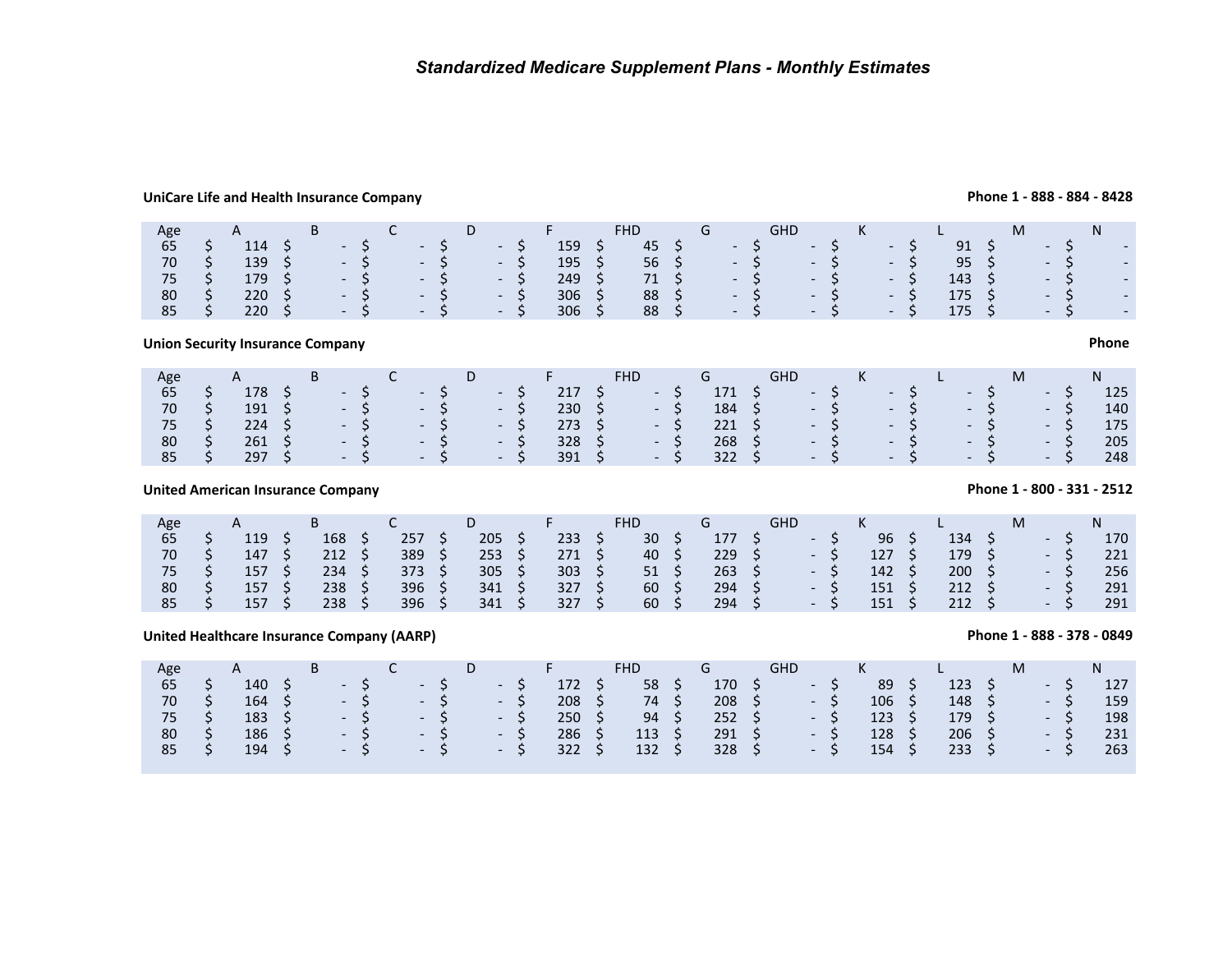*Standardized Medicare Supplement Plans - Monthly Estimates*

**UniCare Life and Health Insurance Company** — **Phone 1 - 888 - 884 - 8428**

| Age | A | B | C | D | F | FHD | G | GHD | K | L | M | N |
|---|---|---|---|---|---|---|---|---|---|---|---|---|
| 65 | $ 114 | $ - | $ - | $ - | $ 159 | $ 45 | $ - | $ - | $ - | $ 91 | $ - | $ - |
| 70 | $ 139 | $ - | $ - | $ - | $ 195 | $ 56 | $ - | $ - | $ - | $ 95 | $ - | $ - |
| 75 | $ 179 | $ - | $ - | $ - | $ 249 | $ 71 | $ - | $ - | $ - | $ 143 | $ - | $ - |
| 80 | $ 220 | $ - | $ - | $ - | $ 306 | $ 88 | $ - | $ - | $ - | $ 175 | $ - | $ - |
| 85 | $ 220 | $ - | $ - | $ - | $ 306 | $ 88 | $ - | $ - | $ - | $ 175 | $ - | $ - |

**Union Security Insurance Company** — **Phone**

| Age | A | B | C | D | F | FHD | G | GHD | K | L | M | N |
|---|---|---|---|---|---|---|---|---|---|---|---|---|
| 65 | $ 178 | $ - | $ - | $ - | $ 217 | $ - | $ 171 | $ - | $ - | $ - | $ - | $ 125 |
| 70 | $ 191 | $ - | $ - | $ - | $ 230 | $ - | $ 184 | $ - | $ - | $ - | $ - | $ 140 |
| 75 | $ 224 | $ - | $ - | $ - | $ 273 | $ - | $ 221 | $ - | $ - | $ - | $ - | $ 175 |
| 80 | $ 261 | $ - | $ - | $ - | $ 328 | $ - | $ 268 | $ - | $ - | $ - | $ - | $ 205 |
| 85 | $ 297 | $ - | $ - | $ - | $ 391 | $ - | $ 322 | $ - | $ - | $ - | $ - | $ 248 |

**United American Insurance Company** — **Phone 1 - 800 - 331 - 2512**

| Age | A | B | C | D | F | FHD | G | GHD | K | L | M | N |
|---|---|---|---|---|---|---|---|---|---|---|---|---|
| 65 | $ 119 | $ 168 | $ 257 | $ 205 | $ 233 | $ 30 | $ 177 | $ - | $ 96 | $ 134 | $ - | $ 170 |
| 70 | $ 147 | $ 212 | $ 389 | $ 253 | $ 271 | $ 40 | $ 229 | $ - | $ 127 | $ 179 | $ - | $ 221 |
| 75 | $ 157 | $ 234 | $ 373 | $ 305 | $ 303 | $ 51 | $ 263 | $ - | $ 142 | $ 200 | $ - | $ 256 |
| 80 | $ 157 | $ 238 | $ 396 | $ 341 | $ 327 | $ 60 | $ 294 | $ - | $ 151 | $ 212 | $ - | $ 291 |
| 85 | $ 157 | $ 238 | $ 396 | $ 341 | $ 327 | $ 60 | $ 294 | $ - | $ 151 | $ 212 | $ - | $ 291 |

**United Healthcare Insurance Company (AARP)** — **Phone 1 - 888 - 378 - 0849**

| Age | A | B | C | D | F | FHD | G | GHD | K | L | M | N |
|---|---|---|---|---|---|---|---|---|---|---|---|---|
| 65 | $ 140 | $ - | $ - | $ - | $ 172 | $ 58 | $ 170 | $ - | $ 89 | $ 123 | $ - | $ 127 |
| 70 | $ 164 | $ - | $ - | $ - | $ 208 | $ 74 | $ 208 | $ - | $ 106 | $ 148 | $ - | $ 159 |
| 75 | $ 183 | $ - | $ - | $ - | $ 250 | $ 94 | $ 252 | $ - | $ 123 | $ 179 | $ - | $ 198 |
| 80 | $ 186 | $ - | $ - | $ - | $ 286 | $ 113 | $ 291 | $ - | $ 128 | $ 206 | $ - | $ 231 |
| 85 | $ 194 | $ - | $ - | $ - | $ 322 | $ 132 | $ 328 | $ - | $ 154 | $ 233 | $ - | $ 263 |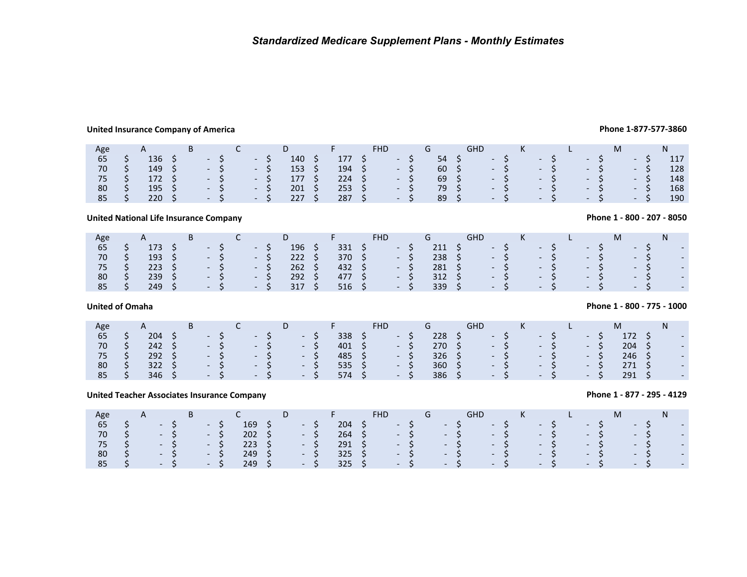## *Standardized Medicare Supplement Plans - Monthly Estimates*

**United Insurance Company of America** — **Phone 1-877-577-3860**

| Age | A | B | C | D | F | FHD | G | GHD | K | L | M | N |
|---|---|---|---|---|---|---|---|---|---|---|---|---|
| 65 | $ 136 | $ - | $ - | $ 140 | $ 177 | $ - | $ 54 | $ - | $ - | $ - | $ - | $ 117 |
| 70 | $ 149 | $ - | $ - | $ 153 | $ 194 | $ - | $ 60 | $ - | $ - | $ - | $ - | $ 128 |
| 75 | $ 172 | $ - | $ - | $ 177 | $ 224 | $ - | $ 69 | $ - | $ - | $ - | $ - | $ 148 |
| 80 | $ 195 | $ - | $ - | $ 201 | $ 253 | $ - | $ 79 | $ - | $ - | $ - | $ - | $ 168 |
| 85 | $ 220 | $ - | $ - | $ 227 | $ 287 | $ - | $ 89 | $ - | $ - | $ - | $ - | $ 190 |

**United National Life Insurance Company** — **Phone 1 - 800 - 207 - 8050**

| Age | A | B | C | D | F | FHD | G | GHD | K | L | M | N |
|---|---|---|---|---|---|---|---|---|---|---|---|---|
| 65 | $ 173 | $ - | $ - | $ 196 | $ 331 | $ - | $ 211 | $ - | $ - | $ - | $ - | $ - |
| 70 | $ 193 | $ - | $ - | $ 222 | $ 370 | $ - | $ 238 | $ - | $ - | $ - | $ - | $ - |
| 75 | $ 223 | $ - | $ - | $ 262 | $ 432 | $ - | $ 281 | $ - | $ - | $ - | $ - | $ - |
| 80 | $ 239 | $ - | $ - | $ 292 | $ 477 | $ - | $ 312 | $ - | $ - | $ - | $ - | $ - |
| 85 | $ 249 | $ - | $ - | $ 317 | $ 516 | $ - | $ 339 | $ - | $ - | $ - | $ - | $ - |

**United of Omaha** — **Phone 1 - 800 - 775 - 1000**

| Age | A | B | C | D | F | FHD | G | GHD | K | L | M | N |
|---|---|---|---|---|---|---|---|---|---|---|---|---|
| 65 | $ 204 | $ - | $ - | $ - | $ 338 | $ - | $ 228 | $ - | $ - | $ - | $ 172 | $ - |
| 70 | $ 242 | $ - | $ - | $ - | $ 401 | $ - | $ 270 | $ - | $ - | $ - | $ 204 | $ - |
| 75 | $ 292 | $ - | $ - | $ - | $ 485 | $ - | $ 326 | $ - | $ - | $ - | $ 246 | $ - |
| 80 | $ 322 | $ - | $ - | $ - | $ 535 | $ - | $ 360 | $ - | $ - | $ - | $ 271 | $ - |
| 85 | $ 346 | $ - | $ - | $ - | $ 574 | $ - | $ 386 | $ - | $ - | $ - | $ 291 | $ - |

**United Teacher Associates Insurance Company** — **Phone 1 - 877 - 295 - 4129**

| Age | A | B | C | D | F | FHD | G | GHD | K | L | M | N |
|---|---|---|---|---|---|---|---|---|---|---|---|---|
| 65 | $ - | $ - | $ 169 | $ - | $ 204 | $ - | $ - | $ - | $ - | $ - | $ - | $ - |
| 70 | $ - | $ - | $ 202 | $ - | $ 264 | $ - | $ - | $ - | $ - | $ - | $ - | $ - |
| 75 | $ - | $ - | $ 223 | $ - | $ 291 | $ - | $ - | $ - | $ - | $ - | $ - | $ - |
| 80 | $ - | $ - | $ 249 | $ - | $ 325 | $ - | $ - | $ - | $ - | $ - | $ - | $ - |
| 85 | $ - | $ - | $ 249 | $ - | $ 325 | $ - | $ - | $ - | $ - | $ - | $ - | $ - |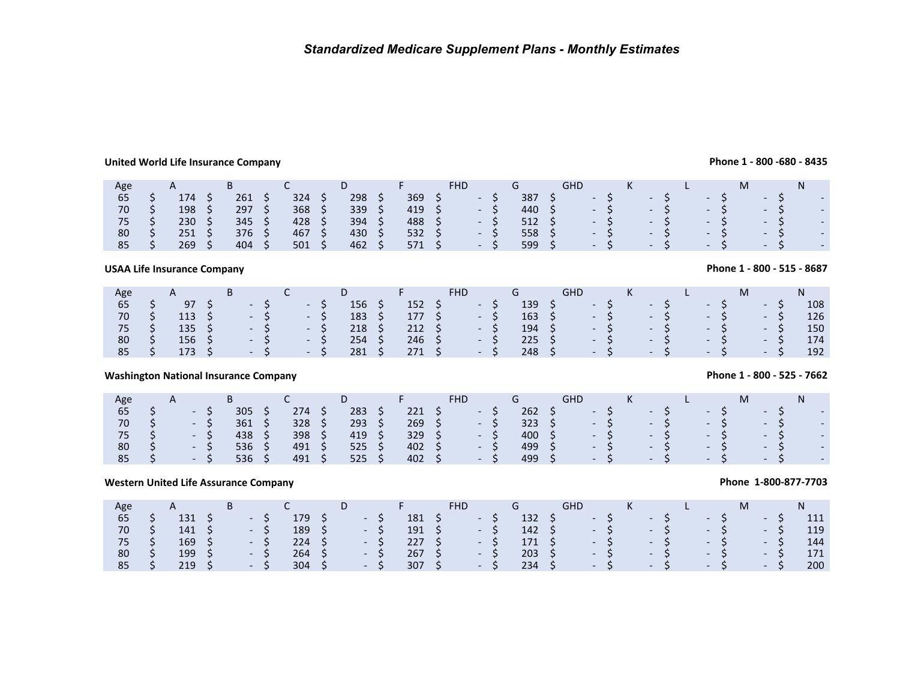*Standardized Medicare Supplement Plans - Monthly Estimates*

**United World Life Insurance Company** — **Phone 1 - 800 -680 - 8435**

| Age | A | B | C | D | F | FHD | G | GHD | K | L | M | N |
|---|---|---|---|---|---|---|---|---|---|---|---|---|
| 65 | $ 174 | $ 261 | $ 324 | $ 298 | $ 369 | $ - | $ 387 | $ - | $ - | $ - | $ - | $ - |
| 70 | $ 198 | $ 297 | $ 368 | $ 339 | $ 419 | $ - | $ 440 | $ - | $ - | $ - | $ - | $ - |
| 75 | $ 230 | $ 345 | $ 428 | $ 394 | $ 488 | $ - | $ 512 | $ - | $ - | $ - | $ - | $ - |
| 80 | $ 251 | $ 376 | $ 467 | $ 430 | $ 532 | $ - | $ 558 | $ - | $ - | $ - | $ - | $ - |
| 85 | $ 269 | $ 404 | $ 501 | $ 462 | $ 571 | $ - | $ 599 | $ - | $ - | $ - | $ - | $ - |

**USAA Life Insurance Company** — **Phone 1 - 800 - 515 - 8687**

| Age | A | B | C | D | F | FHD | G | GHD | K | L | M | N |
|---|---|---|---|---|---|---|---|---|---|---|---|---|
| 65 | $ 97 | $ - | $ - | $ 156 | $ 152 | $ - | $ 139 | $ - | $ - | $ - | $ - | $ 108 |
| 70 | $ 113 | $ - | $ - | $ 183 | $ 177 | $ - | $ 163 | $ - | $ - | $ - | $ - | $ 126 |
| 75 | $ 135 | $ - | $ - | $ 218 | $ 212 | $ - | $ 194 | $ - | $ - | $ - | $ - | $ 150 |
| 80 | $ 156 | $ - | $ - | $ 254 | $ 246 | $ - | $ 225 | $ - | $ - | $ - | $ - | $ 174 |
| 85 | $ 173 | $ - | $ - | $ 281 | $ 271 | $ - | $ 248 | $ - | $ - | $ - | $ - | $ 192 |

**Washington National Insurance Company** — **Phone 1 - 800 - 525 - 7662**

| Age | A | B | C | D | F | FHD | G | GHD | K | L | M | N |
|---|---|---|---|---|---|---|---|---|---|---|---|---|
| 65 | $ - | $ 305 | $ 274 | $ 283 | $ 221 | $ - | $ 262 | $ - | $ - | $ - | $ - | $ - |
| 70 | $ - | $ 361 | $ 328 | $ 293 | $ 269 | $ - | $ 323 | $ - | $ - | $ - | $ - | $ - |
| 75 | $ - | $ 438 | $ 398 | $ 419 | $ 329 | $ - | $ 400 | $ - | $ - | $ - | $ - | $ - |
| 80 | $ - | $ 536 | $ 491 | $ 525 | $ 402 | $ - | $ 499 | $ - | $ - | $ - | $ - | $ - |
| 85 | $ - | $ 536 | $ 491 | $ 525 | $ 402 | $ - | $ 499 | $ - | $ - | $ - | $ - | $ - |

**Western United Life Assurance Company** — **Phone 1-800-877-7703**

| Age | A | B | C | D | F | FHD | G | GHD | K | L | M | N |
|---|---|---|---|---|---|---|---|---|---|---|---|---|
| 65 | $ 131 | $ - | $ 179 | $ - | $ 181 | $ - | $ 132 | $ - | $ - | $ - | $ - | $ 111 |
| 70 | $ 141 | $ - | $ 189 | $ - | $ 191 | $ - | $ 142 | $ - | $ - | $ - | $ - | $ 119 |
| 75 | $ 169 | $ - | $ 224 | $ - | $ 227 | $ - | $ 171 | $ - | $ - | $ - | $ - | $ 144 |
| 80 | $ 199 | $ - | $ 264 | $ - | $ 267 | $ - | $ 203 | $ - | $ - | $ - | $ - | $ 171 |
| 85 | $ 219 | $ - | $ 304 | $ - | $ 307 | $ - | $ 234 | $ - | $ - | $ - | $ - | $ 200 |